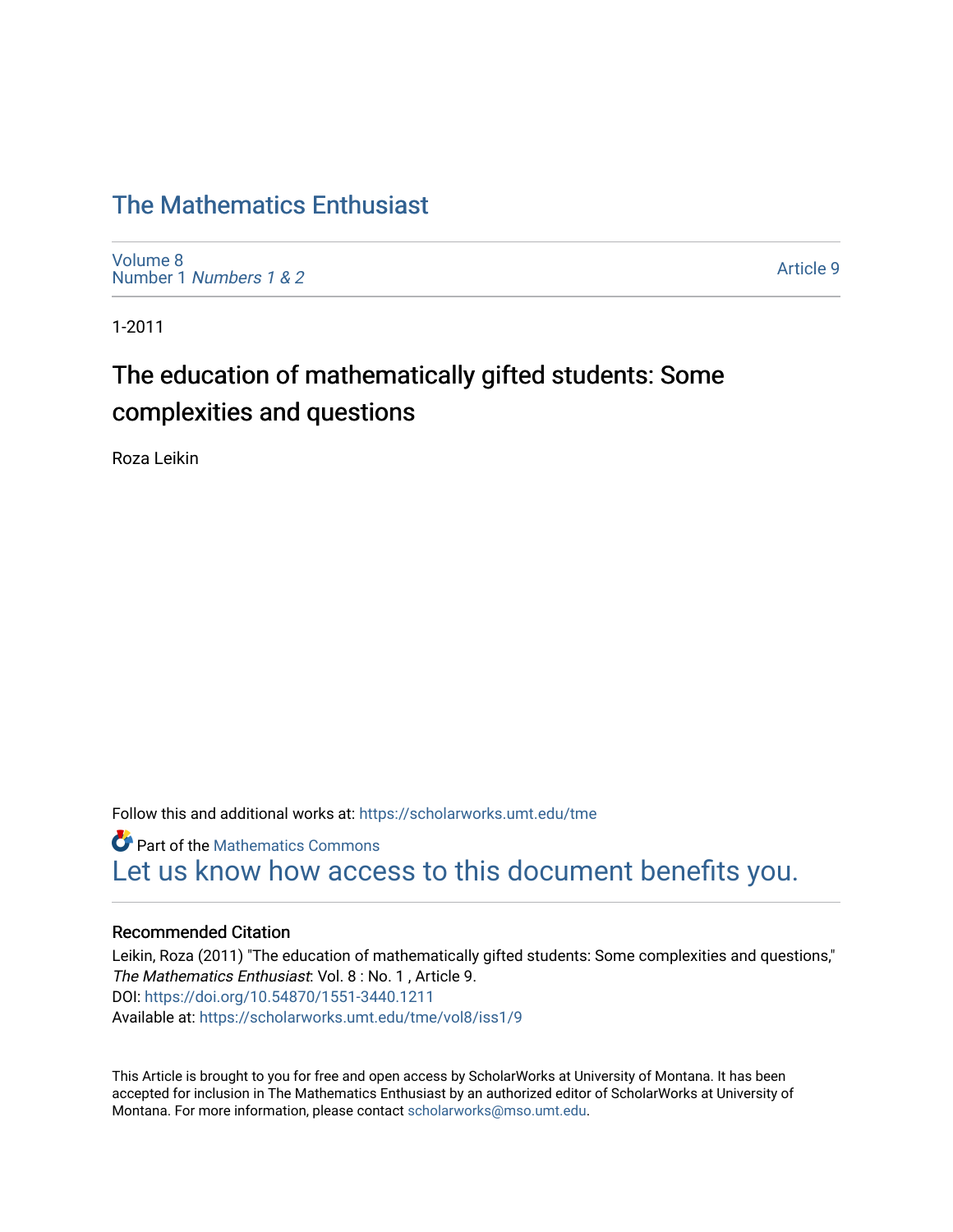# The Mathematics Enthusiast

Volume 8
Number 1 *Numbers 1 & 2*

Article 9

1-2011

## The education of mathematically gifted students: Some complexities and questions

Roza Leikin

Follow this and additional works at: https://scholarworks.umt.edu/tme

Part of the Mathematics Commons

Let us know how access to this document benefits you.

### Recommended Citation

Leikin, Roza (2011) "The education of mathematically gifted students: Some complexities and questions," *The Mathematics Enthusiast*: Vol. 8 : No. 1 , Article 9.
DOI: https://doi.org/10.54870/1551-3440.1211
Available at: https://scholarworks.umt.edu/tme/vol8/iss1/9

This Article is brought to you for free and open access by ScholarWorks at University of Montana. It has been accepted for inclusion in The Mathematics Enthusiast by an authorized editor of ScholarWorks at University of Montana. For more information, please contact scholarworks@mso.umt.edu.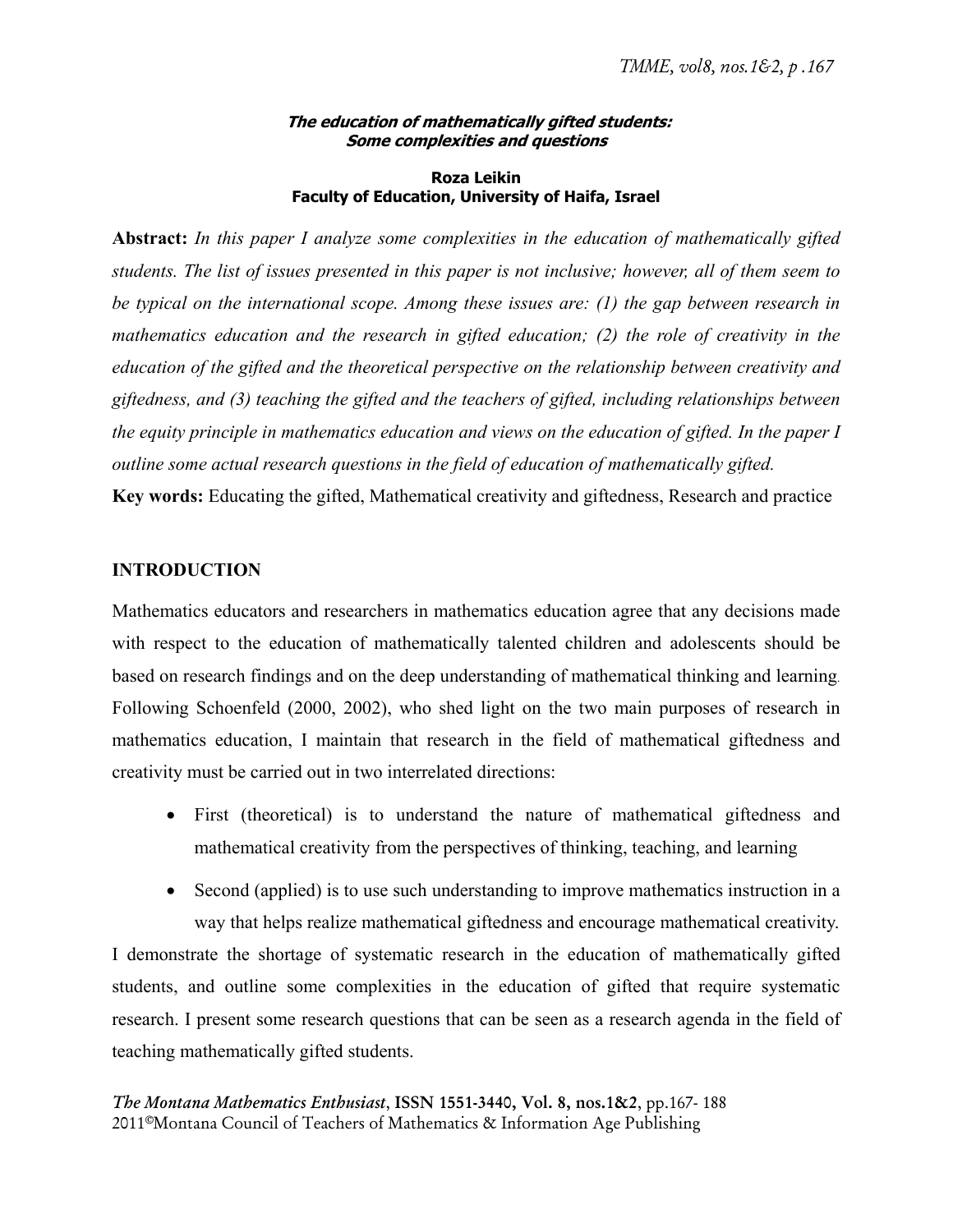**_The education of mathematically gifted students: Some complexities and questions_**

**Roza Leikin**
**Faculty of Education, University of Haifa, Israel**

**Abstract:** *In this paper I analyze some complexities in the education of mathematically gifted students. The list of issues presented in this paper is not inclusive; however, all of them seem to be typical on the international scope. Among these issues are: (1) the gap between research in mathematics education and the research in gifted education; (2) the role of creativity in the education of the gifted and the theoretical perspective on the relationship between creativity and giftedness, and (3) teaching the gifted and the teachers of gifted, including relationships between the equity principle in mathematics education and views on the education of gifted. In the paper I outline some actual research questions in the field of education of mathematically gifted.*

**Key words:** Educating the gifted, Mathematical creativity and giftedness, Research and practice

## INTRODUCTION

Mathematics educators and researchers in mathematics education agree that any decisions made with respect to the education of mathematically talented children and adolescents should be based on research findings and on the deep understanding of mathematical thinking and learning. Following Schoenfeld (2000, 2002), who shed light on the two main purposes of research in mathematics education, I maintain that research in the field of mathematical giftedness and creativity must be carried out in two interrelated directions:

- First (theoretical) is to understand the nature of mathematical giftedness and mathematical creativity from the perspectives of thinking, teaching, and learning
- Second (applied) is to use such understanding to improve mathematics instruction in a way that helps realize mathematical giftedness and encourage mathematical creativity.

I demonstrate the shortage of systematic research in the education of mathematically gifted students, and outline some complexities in the education of gifted that require systematic research. I present some research questions that can be seen as a research agenda in the field of teaching mathematically gifted students.

*The Montana Mathematics Enthusiast*, ISSN 1551-3440, Vol. 8, nos.1&2, pp.167- 188
2011©Montana Council of Teachers of Mathematics & Information Age Publishing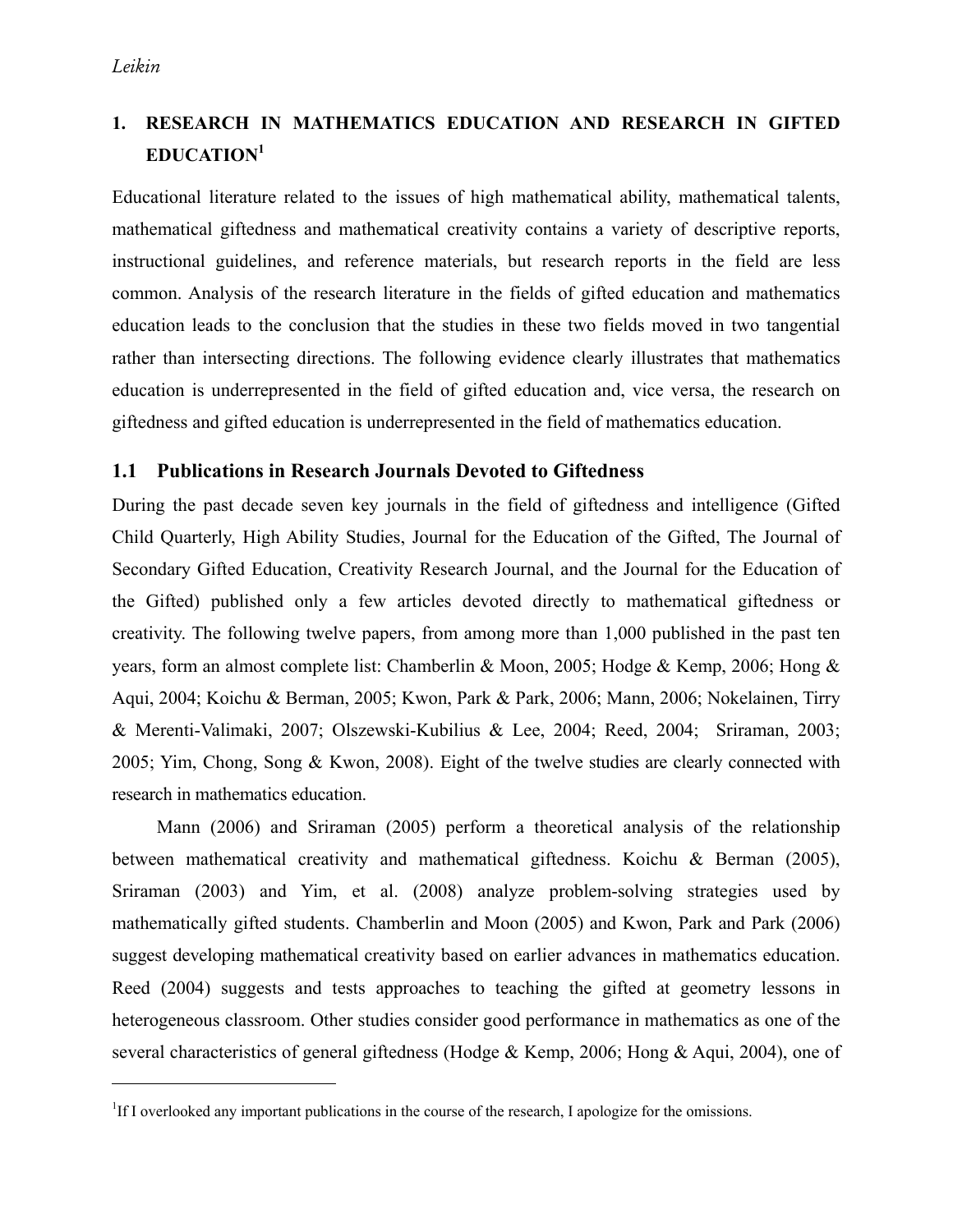## 1. RESEARCH IN MATHEMATICS EDUCATION AND RESEARCH IN GIFTED EDUCATION[1]

Educational literature related to the issues of high mathematical ability, mathematical talents, mathematical giftedness and mathematical creativity contains a variety of descriptive reports, instructional guidelines, and reference materials, but research reports in the field are less common. Analysis of the research literature in the fields of gifted education and mathematics education leads to the conclusion that the studies in these two fields moved in two tangential rather than intersecting directions. The following evidence clearly illustrates that mathematics education is underrepresented in the field of gifted education and, vice versa, the research on giftedness and gifted education is underrepresented in the field of mathematics education.

### 1.1 Publications in Research Journals Devoted to Giftedness

During the past decade seven key journals in the field of giftedness and intelligence (Gifted Child Quarterly, High Ability Studies, Journal for the Education of the Gifted, The Journal of Secondary Gifted Education, Creativity Research Journal, and the Journal for the Education of the Gifted) published only a few articles devoted directly to mathematical giftedness or creativity. The following twelve papers, from among more than 1,000 published in the past ten years, form an almost complete list: Chamberlin & Moon, 2005; Hodge & Kemp, 2006; Hong & Aqui, 2004; Koichu & Berman, 2005; Kwon, Park & Park, 2006; Mann, 2006; Nokelainen, Tirry & Merenti-Valimaki, 2007; Olszewski-Kubilius & Lee, 2004; Reed, 2004; Sriraman, 2003; 2005; Yim, Chong, Song & Kwon, 2008). Eight of the twelve studies are clearly connected with research in mathematics education.

Mann (2006) and Sriraman (2005) perform a theoretical analysis of the relationship between mathematical creativity and mathematical giftedness. Koichu & Berman (2005), Sriraman (2003) and Yim, et al. (2008) analyze problem-solving strategies used by mathematically gifted students. Chamberlin and Moon (2005) and Kwon, Park and Park (2006) suggest developing mathematical creativity based on earlier advances in mathematics education. Reed (2004) suggests and tests approaches to teaching the gifted at geometry lessons in heterogeneous classroom. Other studies consider good performance in mathematics as one of the several characteristics of general giftedness (Hodge & Kemp, 2006; Hong & Aqui, 2004), one of

[1]If I overlooked any important publications in the course of the research, I apologize for the omissions.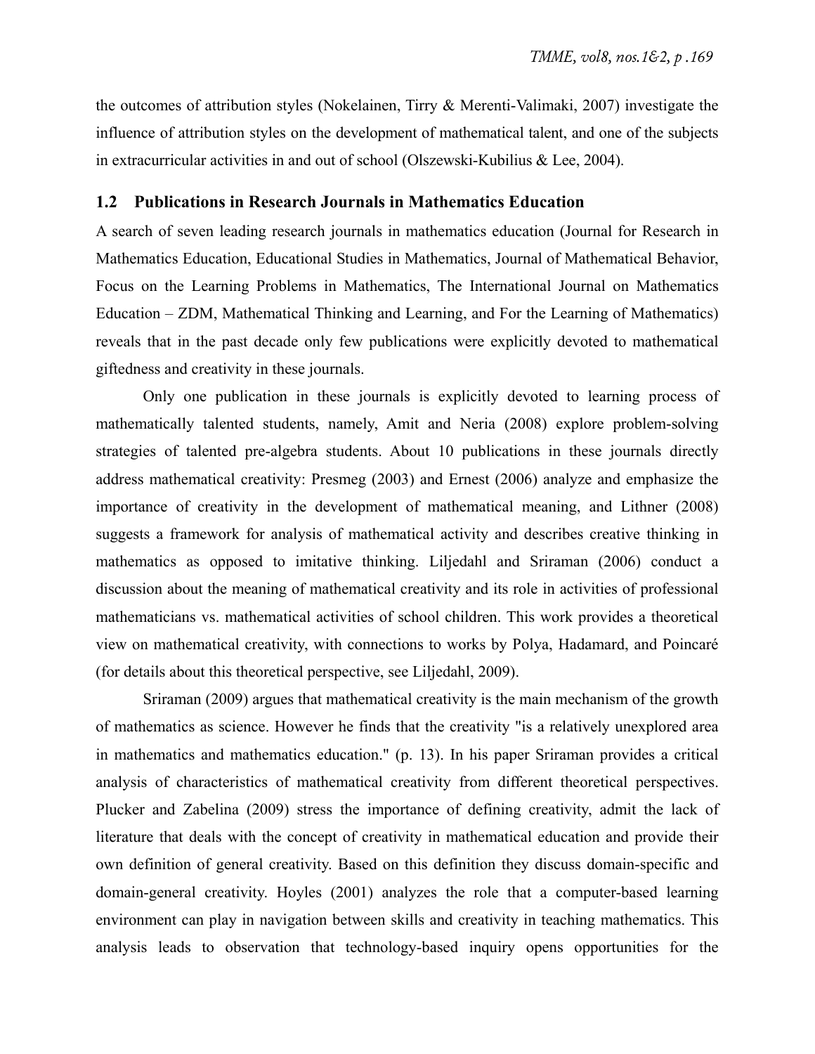the outcomes of attribution styles (Nokelainen, Tirry & Merenti-Valimaki, 2007) investigate the influence of attribution styles on the development of mathematical talent, and one of the subjects in extracurricular activities in and out of school (Olszewski-Kubilius & Lee, 2004).

## 1.2 Publications in Research Journals in Mathematics Education

A search of seven leading research journals in mathematics education (Journal for Research in Mathematics Education, Educational Studies in Mathematics, Journal of Mathematical Behavior, Focus on the Learning Problems in Mathematics, The International Journal on Mathematics Education – ZDM, Mathematical Thinking and Learning, and For the Learning of Mathematics) reveals that in the past decade only few publications were explicitly devoted to mathematical giftedness and creativity in these journals.

Only one publication in these journals is explicitly devoted to learning process of mathematically talented students, namely, Amit and Neria (2008) explore problem-solving strategies of talented pre-algebra students. About 10 publications in these journals directly address mathematical creativity: Presmeg (2003) and Ernest (2006) analyze and emphasize the importance of creativity in the development of mathematical meaning, and Lithner (2008) suggests a framework for analysis of mathematical activity and describes creative thinking in mathematics as opposed to imitative thinking. Liljedahl and Sriraman (2006) conduct a discussion about the meaning of mathematical creativity and its role in activities of professional mathematicians vs. mathematical activities of school children. This work provides a theoretical view on mathematical creativity, with connections to works by Polya, Hadamard, and Poincaré (for details about this theoretical perspective, see Liljedahl, 2009).

Sriraman (2009) argues that mathematical creativity is the main mechanism of the growth of mathematics as science. However he finds that the creativity "is a relatively unexplored area in mathematics and mathematics education." (p. 13). In his paper Sriraman provides a critical analysis of characteristics of mathematical creativity from different theoretical perspectives. Plucker and Zabelina (2009) stress the importance of defining creativity, admit the lack of literature that deals with the concept of creativity in mathematical education and provide their own definition of general creativity. Based on this definition they discuss domain-specific and domain-general creativity. Hoyles (2001) analyzes the role that a computer-based learning environment can play in navigation between skills and creativity in teaching mathematics. This analysis leads to observation that technology-based inquiry opens opportunities for the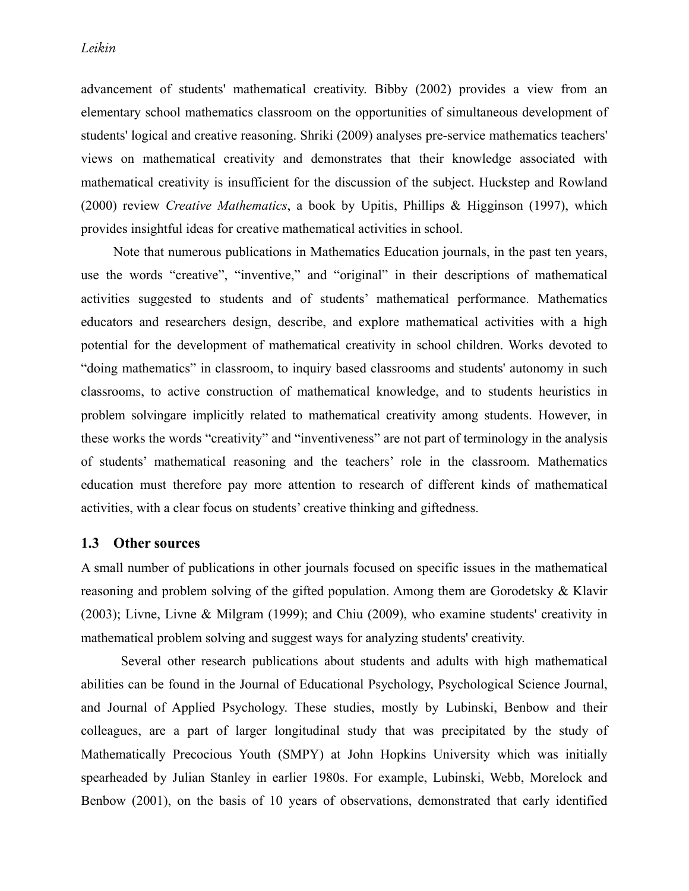advancement of students' mathematical creativity. Bibby (2002) provides a view from an elementary school mathematics classroom on the opportunities of simultaneous development of students' logical and creative reasoning. Shriki (2009) analyses pre-service mathematics teachers' views on mathematical creativity and demonstrates that their knowledge associated with mathematical creativity is insufficient for the discussion of the subject. Huckstep and Rowland (2000) review *Creative Mathematics*, a book by Upitis, Phillips & Higginson (1997), which provides insightful ideas for creative mathematical activities in school.

Note that numerous publications in Mathematics Education journals, in the past ten years, use the words “creative”, “inventive,” and “original” in their descriptions of mathematical activities suggested to students and of students’ mathematical performance. Mathematics educators and researchers design, describe, and explore mathematical activities with a high potential for the development of mathematical creativity in school children. Works devoted to “doing mathematics” in classroom, to inquiry based classrooms and students' autonomy in such classrooms, to active construction of mathematical knowledge, and to students heuristics in problem solvingare implicitly related to mathematical creativity among students. However, in these works the words “creativity” and “inventiveness” are not part of terminology in the analysis of students’ mathematical reasoning and the teachers’ role in the classroom. Mathematics education must therefore pay more attention to research of different kinds of mathematical activities, with a clear focus on students’ creative thinking and giftedness.

### 1.3 Other sources

A small number of publications in other journals focused on specific issues in the mathematical reasoning and problem solving of the gifted population. Among them are Gorodetsky & Klavir (2003); Livne, Livne & Milgram (1999); and Chiu (2009), who examine students' creativity in mathematical problem solving and suggest ways for analyzing students' creativity.

Several other research publications about students and adults with high mathematical abilities can be found in the Journal of Educational Psychology, Psychological Science Journal, and Journal of Applied Psychology. These studies, mostly by Lubinski, Benbow and their colleagues, are a part of larger longitudinal study that was precipitated by the study of Mathematically Precocious Youth (SMPY) at John Hopkins University which was initially spearheaded by Julian Stanley in earlier 1980s. For example, Lubinski, Webb, Morelock and Benbow (2001), on the basis of 10 years of observations, demonstrated that early identified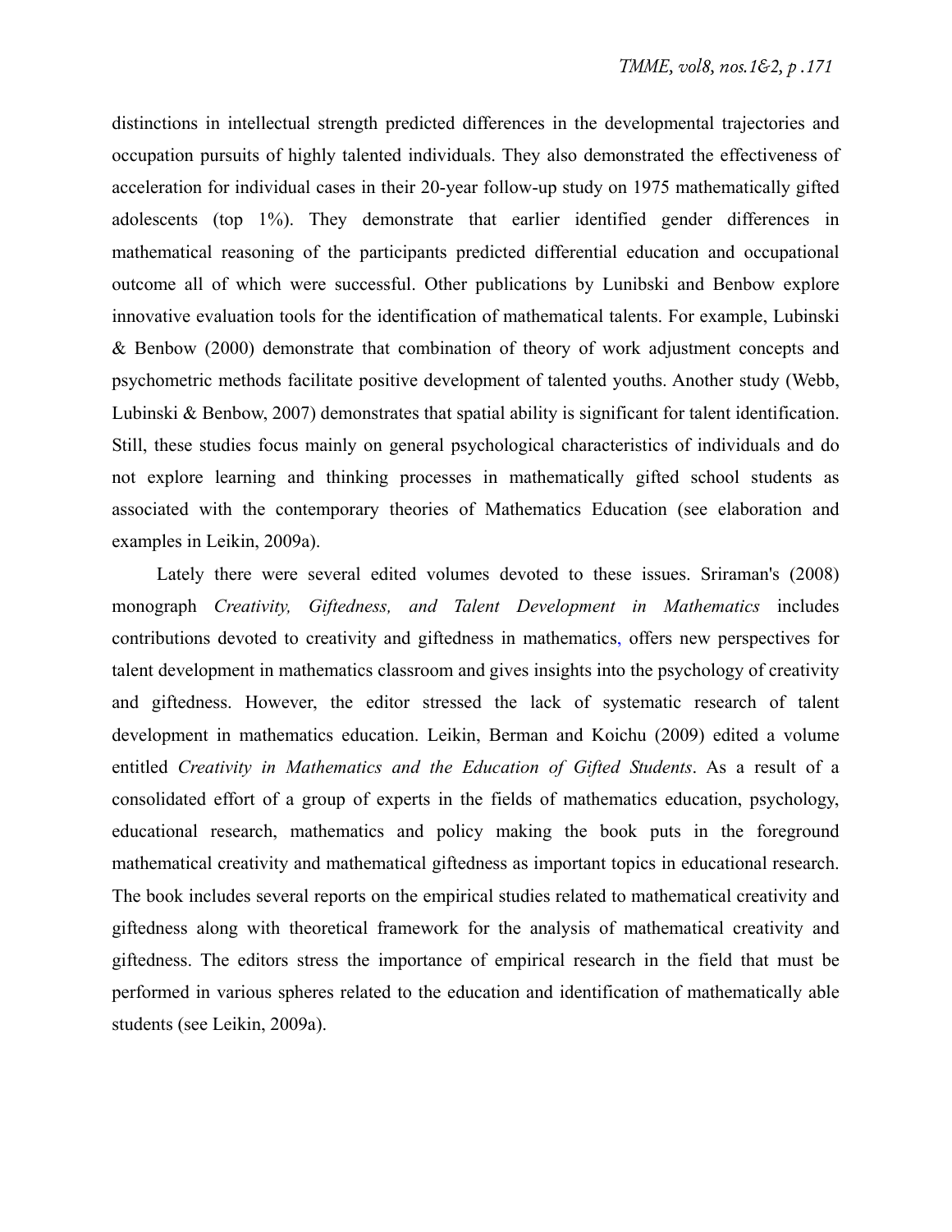distinctions in intellectual strength predicted differences in the developmental trajectories and occupation pursuits of highly talented individuals. They also demonstrated the effectiveness of acceleration for individual cases in their 20-year follow-up study on 1975 mathematically gifted adolescents (top 1%). They demonstrate that earlier identified gender differences in mathematical reasoning of the participants predicted differential education and occupational outcome all of which were successful. Other publications by Lunibski and Benbow explore innovative evaluation tools for the identification of mathematical talents. For example, Lubinski & Benbow (2000) demonstrate that combination of theory of work adjustment concepts and psychometric methods facilitate positive development of talented youths. Another study (Webb, Lubinski & Benbow, 2007) demonstrates that spatial ability is significant for talent identification. Still, these studies focus mainly on general psychological characteristics of individuals and do not explore learning and thinking processes in mathematically gifted school students as associated with the contemporary theories of Mathematics Education (see elaboration and examples in Leikin, 2009a).

Lately there were several edited volumes devoted to these issues. Sriraman's (2008) monograph *Creativity, Giftedness, and Talent Development in Mathematics* includes contributions devoted to creativity and giftedness in mathematics, offers new perspectives for talent development in mathematics classroom and gives insights into the psychology of creativity and giftedness. However, the editor stressed the lack of systematic research of talent development in mathematics education. Leikin, Berman and Koichu (2009) edited a volume entitled *Creativity in Mathematics and the Education of Gifted Students*. As a result of a consolidated effort of a group of experts in the fields of mathematics education, psychology, educational research, mathematics and policy making the book puts in the foreground mathematical creativity and mathematical giftedness as important topics in educational research. The book includes several reports on the empirical studies related to mathematical creativity and giftedness along with theoretical framework for the analysis of mathematical creativity and giftedness. The editors stress the importance of empirical research in the field that must be performed in various spheres related to the education and identification of mathematically able students (see Leikin, 2009a).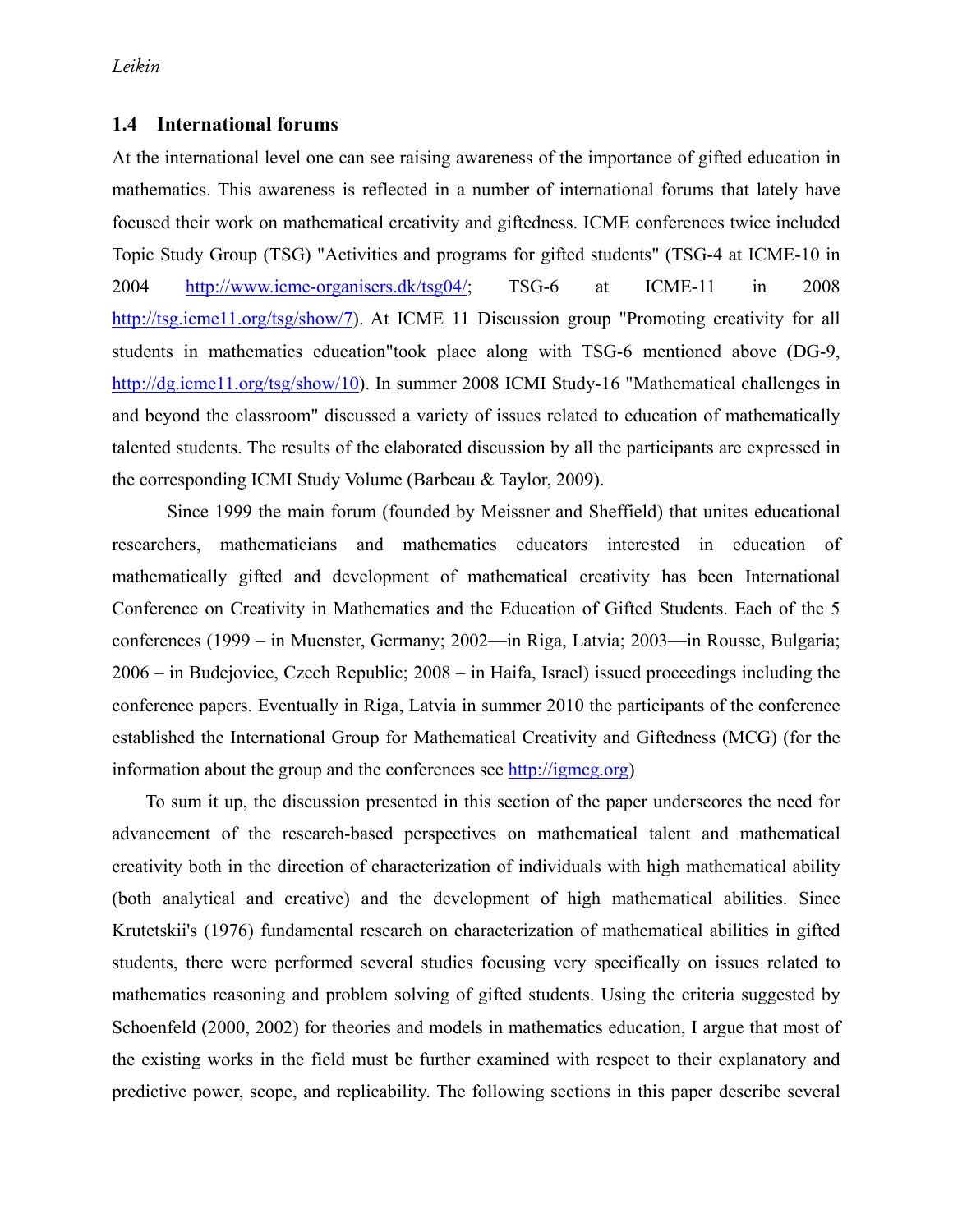## 1.4 International forums

At the international level one can see raising awareness of the importance of gifted education in mathematics. This awareness is reflected in a number of international forums that lately have focused their work on mathematical creativity and giftedness. ICME conferences twice included Topic Study Group (TSG) "Activities and programs for gifted students" (TSG-4 at ICME-10 in 2004 http://www.icme-organisers.dk/tsg04/; TSG-6 at ICME-11 in 2008 http://tsg.icme11.org/tsg/show/7). At ICME 11 Discussion group "Promoting creativity for all students in mathematics education"took place along with TSG-6 mentioned above (DG-9, http://dg.icme11.org/tsg/show/10). In summer 2008 ICMI Study-16 "Mathematical challenges in and beyond the classroom" discussed a variety of issues related to education of mathematically talented students. The results of the elaborated discussion by all the participants are expressed in the corresponding ICMI Study Volume (Barbeau & Taylor, 2009).

Since 1999 the main forum (founded by Meissner and Sheffield) that unites educational researchers, mathematicians and mathematics educators interested in education of mathematically gifted and development of mathematical creativity has been International Conference on Creativity in Mathematics and the Education of Gifted Students. Each of the 5 conferences (1999 – in Muenster, Germany; 2002—in Riga, Latvia; 2003—in Rousse, Bulgaria; 2006 – in Budejovice, Czech Republic; 2008 – in Haifa, Israel) issued proceedings including the conference papers. Eventually in Riga, Latvia in summer 2010 the participants of the conference established the International Group for Mathematical Creativity and Giftedness (MCG) (for the information about the group and the conferences see http://igmcg.org)

To sum it up, the discussion presented in this section of the paper underscores the need for advancement of the research-based perspectives on mathematical talent and mathematical creativity both in the direction of characterization of individuals with high mathematical ability (both analytical and creative) and the development of high mathematical abilities. Since Krutetskii's (1976) fundamental research on characterization of mathematical abilities in gifted students, there were performed several studies focusing very specifically on issues related to mathematics reasoning and problem solving of gifted students. Using the criteria suggested by Schoenfeld (2000, 2002) for theories and models in mathematics education, I argue that most of the existing works in the field must be further examined with respect to their explanatory and predictive power, scope, and replicability. The following sections in this paper describe several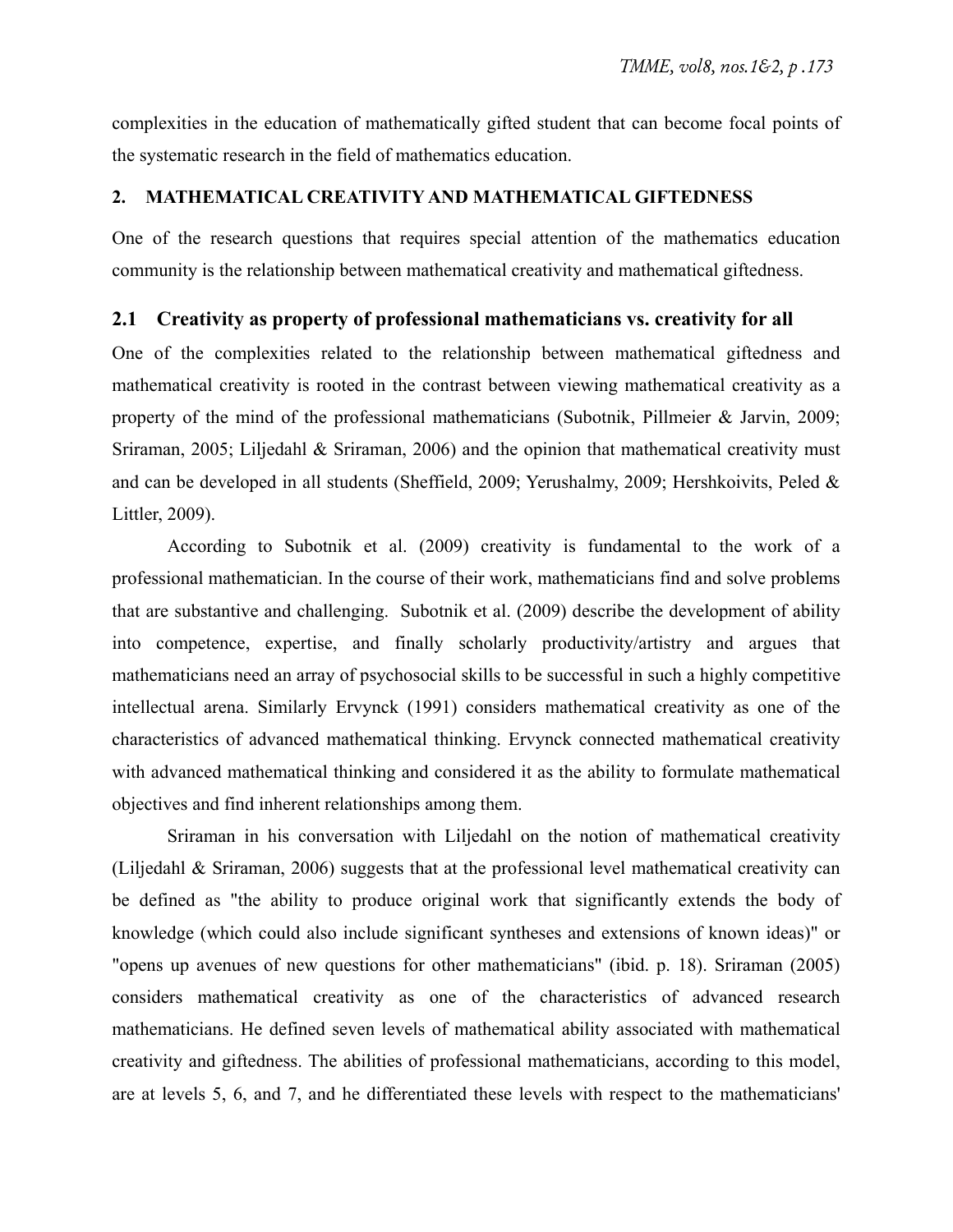complexities in the education of mathematically gifted student that can become focal points of the systematic research in the field of mathematics education.

## 2. MATHEMATICAL CREATIVITY AND MATHEMATICAL GIFTEDNESS

One of the research questions that requires special attention of the mathematics education community is the relationship between mathematical creativity and mathematical giftedness.

### 2.1 Creativity as property of professional mathematicians vs. creativity for all

One of the complexities related to the relationship between mathematical giftedness and mathematical creativity is rooted in the contrast between viewing mathematical creativity as a property of the mind of the professional mathematicians (Subotnik, Pillmeier & Jarvin, 2009; Sriraman, 2005; Liljedahl & Sriraman, 2006) and the opinion that mathematical creativity must and can be developed in all students (Sheffield, 2009; Yerushalmy, 2009; Hershkoivits, Peled & Littler, 2009).

According to Subotnik et al. (2009) creativity is fundamental to the work of a professional mathematician. In the course of their work, mathematicians find and solve problems that are substantive and challenging. Subotnik et al. (2009) describe the development of ability into competence, expertise, and finally scholarly productivity/artistry and argues that mathematicians need an array of psychosocial skills to be successful in such a highly competitive intellectual arena. Similarly Ervynck (1991) considers mathematical creativity as one of the characteristics of advanced mathematical thinking. Ervynck connected mathematical creativity with advanced mathematical thinking and considered it as the ability to formulate mathematical objectives and find inherent relationships among them.

Sriraman in his conversation with Liljedahl on the notion of mathematical creativity (Liljedahl & Sriraman, 2006) suggests that at the professional level mathematical creativity can be defined as "the ability to produce original work that significantly extends the body of knowledge (which could also include significant syntheses and extensions of known ideas)" or "opens up avenues of new questions for other mathematicians" (ibid. p. 18). Sriraman (2005) considers mathematical creativity as one of the characteristics of advanced research mathematicians. He defined seven levels of mathematical ability associated with mathematical creativity and giftedness. The abilities of professional mathematicians, according to this model, are at levels 5, 6, and 7, and he differentiated these levels with respect to the mathematicians'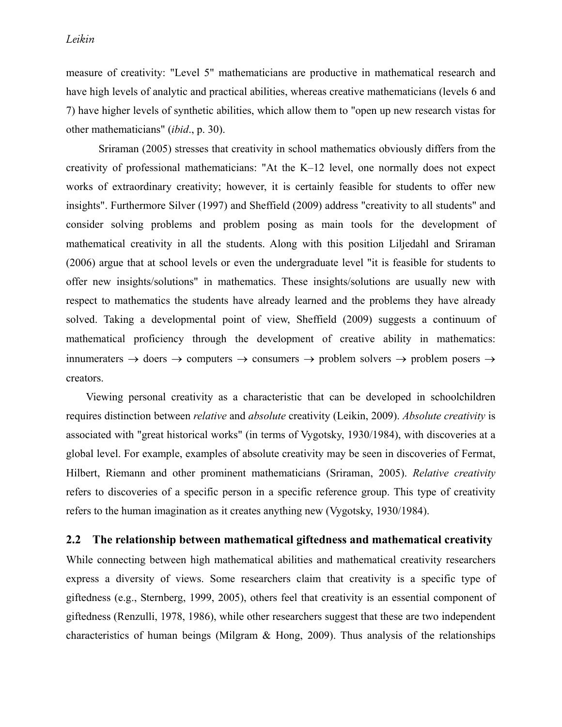measure of creativity: "Level 5" mathematicians are productive in mathematical research and have high levels of analytic and practical abilities, whereas creative mathematicians (levels 6 and 7) have higher levels of synthetic abilities, which allow them to "open up new research vistas for other mathematicians" (*ibid*., p. 30).

Sriraman (2005) stresses that creativity in school mathematics obviously differs from the creativity of professional mathematicians: "At the K–12 level, one normally does not expect works of extraordinary creativity; however, it is certainly feasible for students to offer new insights". Furthermore Silver (1997) and Sheffield (2009) address "creativity to all students" and consider solving problems and problem posing as main tools for the development of mathematical creativity in all the students. Along with this position Liljedahl and Sriraman (2006) argue that at school levels or even the undergraduate level "it is feasible for students to offer new insights/solutions" in mathematics. These insights/solutions are usually new with respect to mathematics the students have already learned and the problems they have already solved. Taking a developmental point of view, Sheffield (2009) suggests a continuum of mathematical proficiency through the development of creative ability in mathematics: innumeraters → doers → computers → consumers → problem solvers → problem posers → creators.

Viewing personal creativity as a characteristic that can be developed in schoolchildren requires distinction between *relative* and *absolute* creativity (Leikin, 2009). *Absolute creativity* is associated with "great historical works" (in terms of Vygotsky, 1930/1984), with discoveries at a global level. For example, examples of absolute creativity may be seen in discoveries of Fermat, Hilbert, Riemann and other prominent mathematicians (Sriraman, 2005). *Relative creativity* refers to discoveries of a specific person in a specific reference group. This type of creativity refers to the human imagination as it creates anything new (Vygotsky, 1930/1984).

## 2.2 The relationship between mathematical giftedness and mathematical creativity

While connecting between high mathematical abilities and mathematical creativity researchers express a diversity of views. Some researchers claim that creativity is a specific type of giftedness (e.g., Sternberg, 1999, 2005), others feel that creativity is an essential component of giftedness (Renzulli, 1978, 1986), while other researchers suggest that these are two independent characteristics of human beings (Milgram & Hong, 2009). Thus analysis of the relationships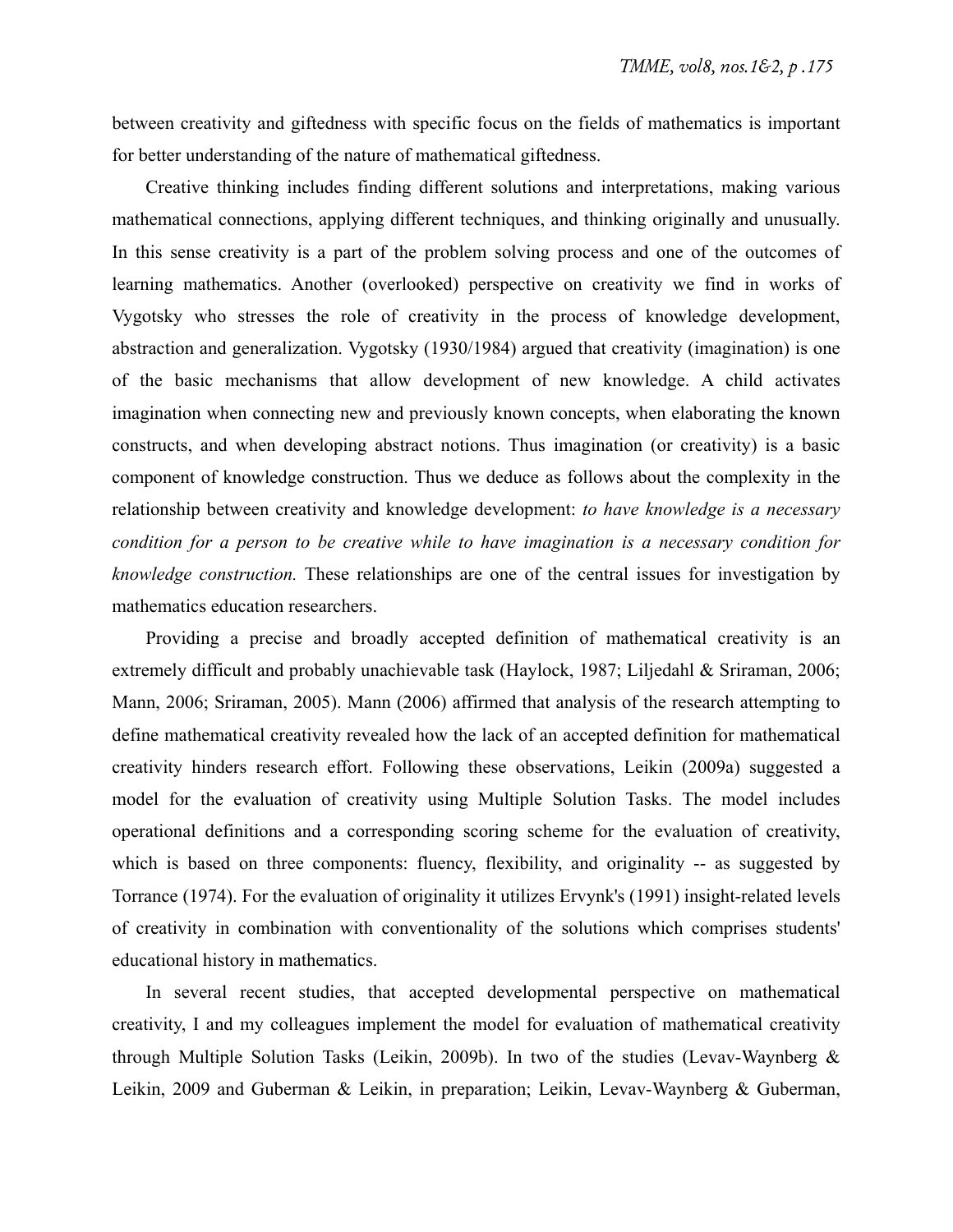between creativity and giftedness with specific focus on the fields of mathematics is important for better understanding of the nature of mathematical giftedness.

Creative thinking includes finding different solutions and interpretations, making various mathematical connections, applying different techniques, and thinking originally and unusually. In this sense creativity is a part of the problem solving process and one of the outcomes of learning mathematics. Another (overlooked) perspective on creativity we find in works of Vygotsky who stresses the role of creativity in the process of knowledge development, abstraction and generalization. Vygotsky (1930/1984) argued that creativity (imagination) is one of the basic mechanisms that allow development of new knowledge. A child activates imagination when connecting new and previously known concepts, when elaborating the known constructs, and when developing abstract notions. Thus imagination (or creativity) is a basic component of knowledge construction. Thus we deduce as follows about the complexity in the relationship between creativity and knowledge development: *to have knowledge is a necessary condition for a person to be creative while to have imagination is a necessary condition for knowledge construction.* These relationships are one of the central issues for investigation by mathematics education researchers.

Providing a precise and broadly accepted definition of mathematical creativity is an extremely difficult and probably unachievable task (Haylock, 1987; Liljedahl & Sriraman, 2006; Mann, 2006; Sriraman, 2005). Mann (2006) affirmed that analysis of the research attempting to define mathematical creativity revealed how the lack of an accepted definition for mathematical creativity hinders research effort. Following these observations, Leikin (2009a) suggested a model for the evaluation of creativity using Multiple Solution Tasks. The model includes operational definitions and a corresponding scoring scheme for the evaluation of creativity, which is based on three components: fluency, flexibility, and originality -- as suggested by Torrance (1974). For the evaluation of originality it utilizes Ervynk's (1991) insight-related levels of creativity in combination with conventionality of the solutions which comprises students' educational history in mathematics.

In several recent studies, that accepted developmental perspective on mathematical creativity, I and my colleagues implement the model for evaluation of mathematical creativity through Multiple Solution Tasks (Leikin, 2009b). In two of the studies (Levav-Waynberg & Leikin, 2009 and Guberman & Leikin, in preparation; Leikin, Levav-Waynberg & Guberman,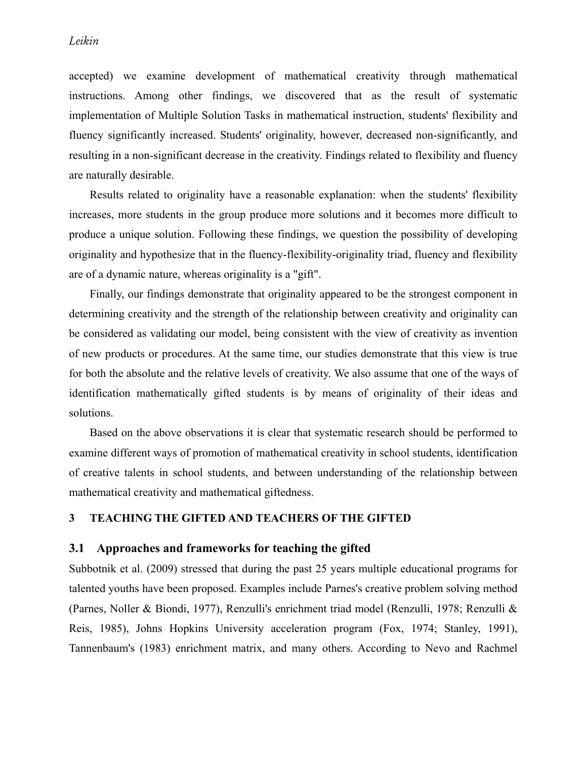accepted) we examine development of mathematical creativity through mathematical instructions. Among other findings, we discovered that as the result of systematic implementation of Multiple Solution Tasks in mathematical instruction, students' flexibility and fluency significantly increased. Students' originality, however, decreased non-significantly, and resulting in a non-significant decrease in the creativity. Findings related to flexibility and fluency are naturally desirable.

Results related to originality have a reasonable explanation: when the students' flexibility increases, more students in the group produce more solutions and it becomes more difficult to produce a unique solution. Following these findings, we question the possibility of developing originality and hypothesize that in the fluency-flexibility-originality triad, fluency and flexibility are of a dynamic nature, whereas originality is a "gift".

Finally, our findings demonstrate that originality appeared to be the strongest component in determining creativity and the strength of the relationship between creativity and originality can be considered as validating our model, being consistent with the view of creativity as invention of new products or procedures. At the same time, our studies demonstrate that this view is true for both the absolute and the relative levels of creativity. We also assume that one of the ways of identification mathematically gifted students is by means of originality of their ideas and solutions.

Based on the above observations it is clear that systematic research should be performed to examine different ways of promotion of mathematical creativity in school students, identification of creative talents in school students, and between understanding of the relationship between mathematical creativity and mathematical giftedness.

## 3 TEACHING THE GIFTED AND TEACHERS OF THE GIFTED

### 3.1 Approaches and frameworks for teaching the gifted

Subbotnik et al. (2009) stressed that during the past 25 years multiple educational programs for talented youths have been proposed. Examples include Parnes's creative problem solving method (Parnes, Noller & Biondi, 1977), Renzulli's enrichment triad model (Renzulli, 1978; Renzulli & Reis, 1985), Johns Hopkins University acceleration program (Fox, 1974; Stanley, 1991), Tannenbaum's (1983) enrichment matrix, and many others. According to Nevo and Rachmel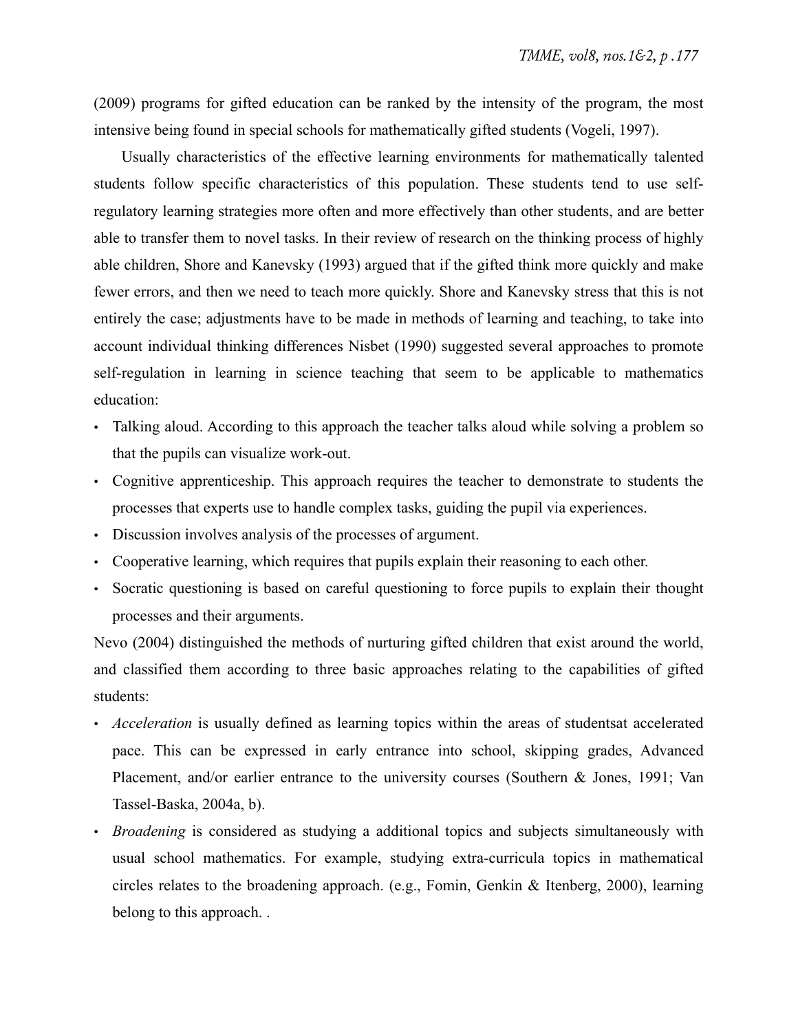(2009) programs for gifted education can be ranked by the intensity of the program, the most intensive being found in special schools for mathematically gifted students (Vogeli, 1997).

Usually characteristics of the effective learning environments for mathematically talented students follow specific characteristics of this population. These students tend to use self-regulatory learning strategies more often and more effectively than other students, and are better able to transfer them to novel tasks. In their review of research on the thinking process of highly able children, Shore and Kanevsky (1993) argued that if the gifted think more quickly and make fewer errors, and then we need to teach more quickly. Shore and Kanevsky stress that this is not entirely the case; adjustments have to be made in methods of learning and teaching, to take into account individual thinking differences Nisbet (1990) suggested several approaches to promote self-regulation in learning in science teaching that seem to be applicable to mathematics education:

- Talking aloud. According to this approach the teacher talks aloud while solving a problem so that the pupils can visualize work-out.
- Cognitive apprenticeship. This approach requires the teacher to demonstrate to students the processes that experts use to handle complex tasks, guiding the pupil via experiences.
- Discussion involves analysis of the processes of argument.
- Cooperative learning, which requires that pupils explain their reasoning to each other.
- Socratic questioning is based on careful questioning to force pupils to explain their thought processes and their arguments.

Nevo (2004) distinguished the methods of nurturing gifted children that exist around the world, and classified them according to three basic approaches relating to the capabilities of gifted students:

- *Acceleration* is usually defined as learning topics within the areas of studentsat accelerated pace. This can be expressed in early entrance into school, skipping grades, Advanced Placement, and/or earlier entrance to the university courses (Southern & Jones, 1991; Van Tassel-Baska, 2004a, b).
- *Broadening* is considered as studying a additional topics and subjects simultaneously with usual school mathematics. For example, studying extra-curricula topics in mathematical circles relates to the broadening approach. (e.g., Fomin, Genkin & Itenberg, 2000), learning belong to this approach. .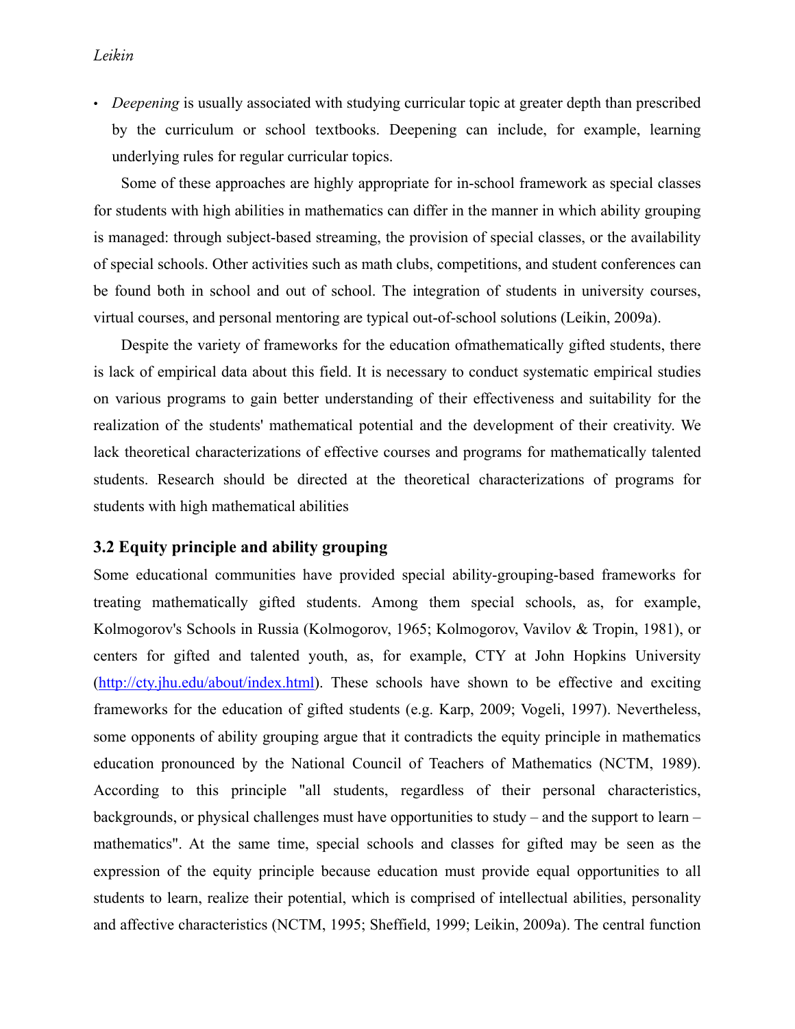- *Deepening* is usually associated with studying curricular topic at greater depth than prescribed by the curriculum or school textbooks. Deepening can include, for example, learning underlying rules for regular curricular topics.

Some of these approaches are highly appropriate for in-school framework as special classes for students with high abilities in mathematics can differ in the manner in which ability grouping is managed: through subject-based streaming, the provision of special classes, or the availability of special schools. Other activities such as math clubs, competitions, and student conferences can be found both in school and out of school. The integration of students in university courses, virtual courses, and personal mentoring are typical out-of-school solutions (Leikin, 2009a).

Despite the variety of frameworks for the education ofmathematically gifted students, there is lack of empirical data about this field. It is necessary to conduct systematic empirical studies on various programs to gain better understanding of their effectiveness and suitability for the realization of the students' mathematical potential and the development of their creativity. We lack theoretical characterizations of effective courses and programs for mathematically talented students. Research should be directed at the theoretical characterizations of programs for students with high mathematical abilities

### 3.2 Equity principle and ability grouping

Some educational communities have provided special ability-grouping-based frameworks for treating mathematically gifted students. Among them special schools, as, for example, Kolmogorov's Schools in Russia (Kolmogorov, 1965; Kolmogorov, Vavilov & Tropin, 1981), or centers for gifted and talented youth, as, for example, CTY at John Hopkins University (http://cty.jhu.edu/about/index.html). These schools have shown to be effective and exciting frameworks for the education of gifted students (e.g. Karp, 2009; Vogeli, 1997). Nevertheless, some opponents of ability grouping argue that it contradicts the equity principle in mathematics education pronounced by the National Council of Teachers of Mathematics (NCTM, 1989). According to this principle "all students, regardless of their personal characteristics, backgrounds, or physical challenges must have opportunities to study – and the support to learn – mathematics". At the same time, special schools and classes for gifted may be seen as the expression of the equity principle because education must provide equal opportunities to all students to learn, realize their potential, which is comprised of intellectual abilities, personality and affective characteristics (NCTM, 1995; Sheffield, 1999; Leikin, 2009a). The central function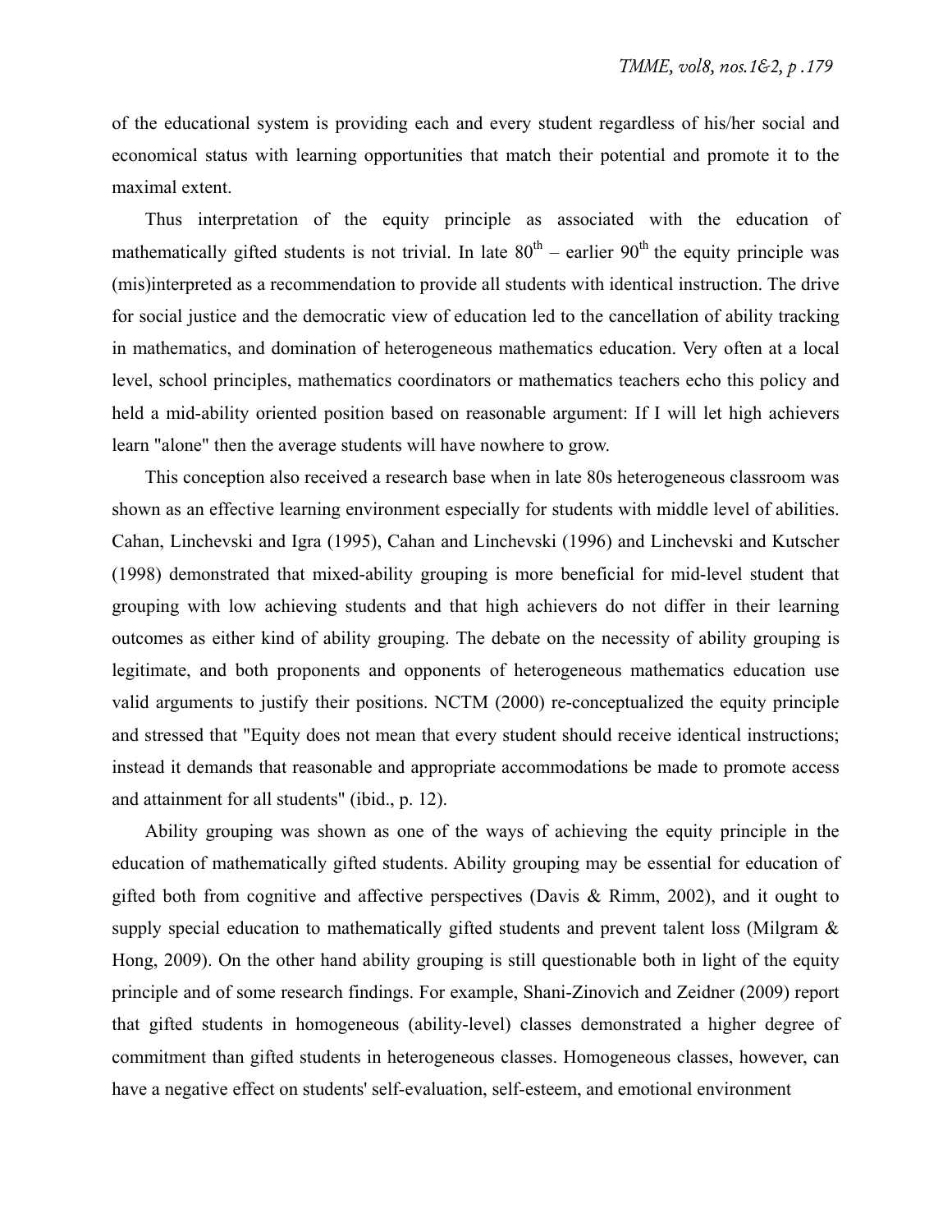of the educational system is providing each and every student regardless of his/her social and economical status with learning opportunities that match their potential and promote it to the maximal extent.

Thus interpretation of the equity principle as associated with the education of mathematically gifted students is not trivial. In late $80^{th}$ – earlier $90^{th}$ the equity principle was (mis)interpreted as a recommendation to provide all students with identical instruction. The drive for social justice and the democratic view of education led to the cancellation of ability tracking in mathematics, and domination of heterogeneous mathematics education. Very often at a local level, school principles, mathematics coordinators or mathematics teachers echo this policy and held a mid-ability oriented position based on reasonable argument: If I will let high achievers learn "alone" then the average students will have nowhere to grow.

This conception also received a research base when in late 80s heterogeneous classroom was shown as an effective learning environment especially for students with middle level of abilities. Cahan, Linchevski and Igra (1995), Cahan and Linchevski (1996) and Linchevski and Kutscher (1998) demonstrated that mixed-ability grouping is more beneficial for mid-level student that grouping with low achieving students and that high achievers do not differ in their learning outcomes as either kind of ability grouping. The debate on the necessity of ability grouping is legitimate, and both proponents and opponents of heterogeneous mathematics education use valid arguments to justify their positions. NCTM (2000) re-conceptualized the equity principle and stressed that "Equity does not mean that every student should receive identical instructions; instead it demands that reasonable and appropriate accommodations be made to promote access and attainment for all students" (ibid., p. 12).

Ability grouping was shown as one of the ways of achieving the equity principle in the education of mathematically gifted students. Ability grouping may be essential for education of gifted both from cognitive and affective perspectives (Davis & Rimm, 2002), and it ought to supply special education to mathematically gifted students and prevent talent loss (Milgram & Hong, 2009). On the other hand ability grouping is still questionable both in light of the equity principle and of some research findings. For example, Shani-Zinovich and Zeidner (2009) report that gifted students in homogeneous (ability-level) classes demonstrated a higher degree of commitment than gifted students in heterogeneous classes. Homogeneous classes, however, can have a negative effect on students' self-evaluation, self-esteem, and emotional environment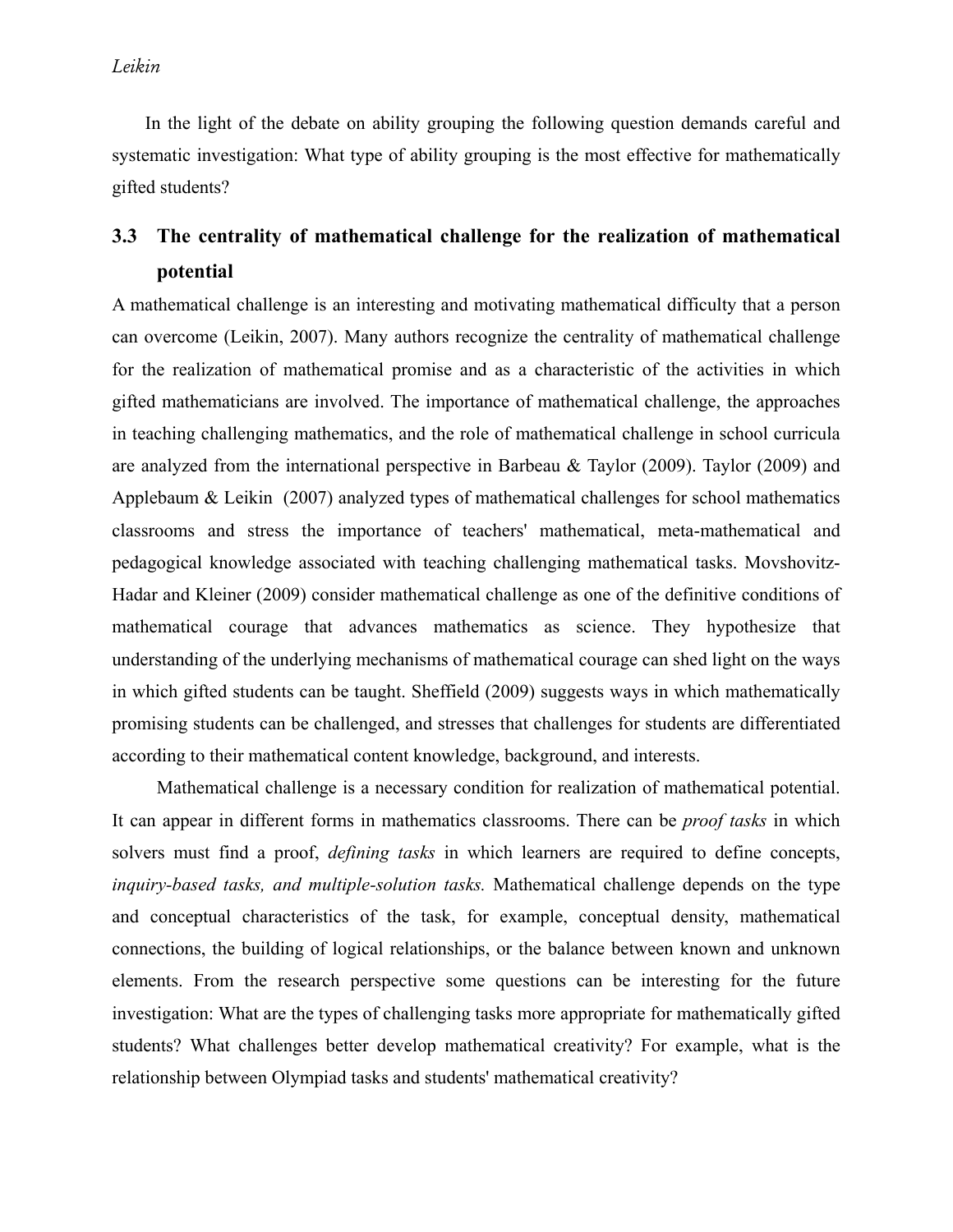In the light of the debate on ability grouping the following question demands careful and systematic investigation: What type of ability grouping is the most effective for mathematically gifted students?

## 3.3 The centrality of mathematical challenge for the realization of mathematical potential

A mathematical challenge is an interesting and motivating mathematical difficulty that a person can overcome (Leikin, 2007). Many authors recognize the centrality of mathematical challenge for the realization of mathematical promise and as a characteristic of the activities in which gifted mathematicians are involved. The importance of mathematical challenge, the approaches in teaching challenging mathematics, and the role of mathematical challenge in school curricula are analyzed from the international perspective in Barbeau & Taylor (2009). Taylor (2009) and Applebaum & Leikin (2007) analyzed types of mathematical challenges for school mathematics classrooms and stress the importance of teachers' mathematical, meta-mathematical and pedagogical knowledge associated with teaching challenging mathematical tasks. Movshovitz-Hadar and Kleiner (2009) consider mathematical challenge as one of the definitive conditions of mathematical courage that advances mathematics as science. They hypothesize that understanding of the underlying mechanisms of mathematical courage can shed light on the ways in which gifted students can be taught. Sheffield (2009) suggests ways in which mathematically promising students can be challenged, and stresses that challenges for students are differentiated according to their mathematical content knowledge, background, and interests.

Mathematical challenge is a necessary condition for realization of mathematical potential. It can appear in different forms in mathematics classrooms. There can be *proof tasks* in which solvers must find a proof, *defining tasks* in which learners are required to define concepts, *inquiry-based tasks, and multiple-solution tasks.* Mathematical challenge depends on the type and conceptual characteristics of the task, for example, conceptual density, mathematical connections, the building of logical relationships, or the balance between known and unknown elements. From the research perspective some questions can be interesting for the future investigation: What are the types of challenging tasks more appropriate for mathematically gifted students? What challenges better develop mathematical creativity? For example, what is the relationship between Olympiad tasks and students' mathematical creativity?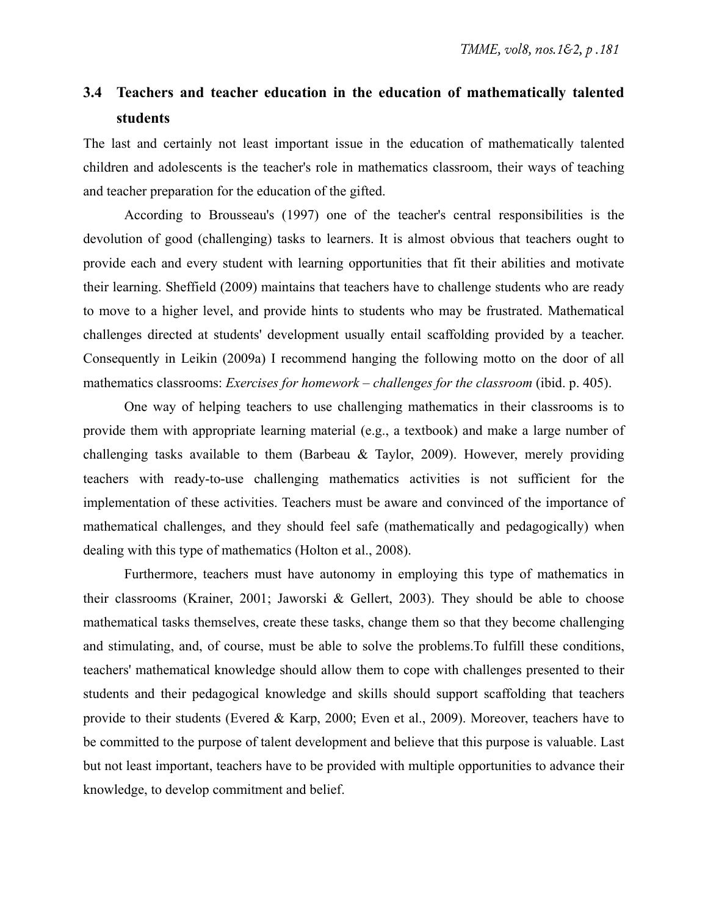### 3.4 Teachers and teacher education in the education of mathematically talented students

The last and certainly not least important issue in the education of mathematically talented children and adolescents is the teacher's role in mathematics classroom, their ways of teaching and teacher preparation for the education of the gifted.

According to Brousseau's (1997) one of the teacher's central responsibilities is the devolution of good (challenging) tasks to learners. It is almost obvious that teachers ought to provide each and every student with learning opportunities that fit their abilities and motivate their learning. Sheffield (2009) maintains that teachers have to challenge students who are ready to move to a higher level, and provide hints to students who may be frustrated. Mathematical challenges directed at students' development usually entail scaffolding provided by a teacher. Consequently in Leikin (2009a) I recommend hanging the following motto on the door of all mathematics classrooms: *Exercises for homework – challenges for the classroom* (ibid. p. 405).

One way of helping teachers to use challenging mathematics in their classrooms is to provide them with appropriate learning material (e.g., a textbook) and make a large number of challenging tasks available to them (Barbeau & Taylor, 2009). However, merely providing teachers with ready-to-use challenging mathematics activities is not sufficient for the implementation of these activities. Teachers must be aware and convinced of the importance of mathematical challenges, and they should feel safe (mathematically and pedagogically) when dealing with this type of mathematics (Holton et al., 2008).

Furthermore, teachers must have autonomy in employing this type of mathematics in their classrooms (Krainer, 2001; Jaworski & Gellert, 2003). They should be able to choose mathematical tasks themselves, create these tasks, change them so that they become challenging and stimulating, and, of course, must be able to solve the problems.To fulfill these conditions, teachers' mathematical knowledge should allow them to cope with challenges presented to their students and their pedagogical knowledge and skills should support scaffolding that teachers provide to their students (Evered & Karp, 2000; Even et al., 2009). Moreover, teachers have to be committed to the purpose of talent development and believe that this purpose is valuable. Last but not least important, teachers have to be provided with multiple opportunities to advance their knowledge, to develop commitment and belief.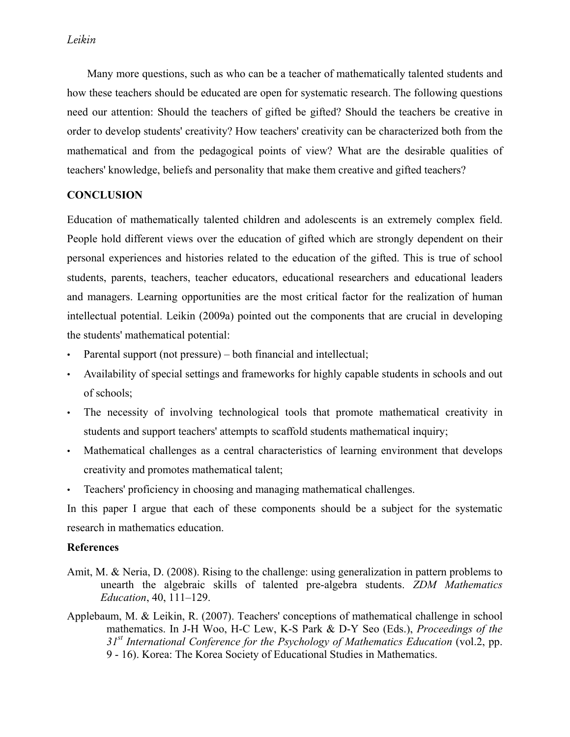Many more questions, such as who can be a teacher of mathematically talented students and how these teachers should be educated are open for systematic research. The following questions need our attention: Should the teachers of gifted be gifted? Should the teachers be creative in order to develop students' creativity? How teachers' creativity can be characterized both from the mathematical and from the pedagogical points of view? What are the desirable qualities of teachers' knowledge, beliefs and personality that make them creative and gifted teachers?

## CONCLUSION

Education of mathematically talented children and adolescents is an extremely complex field. People hold different views over the education of gifted which are strongly dependent on their personal experiences and histories related to the education of the gifted. This is true of school students, parents, teachers, teacher educators, educational researchers and educational leaders and managers. Learning opportunities are the most critical factor for the realization of human intellectual potential. Leikin (2009a) pointed out the components that are crucial in developing the students' mathematical potential:

- Parental support (not pressure) – both financial and intellectual;
- Availability of special settings and frameworks for highly capable students in schools and out of schools;
- The necessity of involving technological tools that promote mathematical creativity in students and support teachers' attempts to scaffold students mathematical inquiry;
- Mathematical challenges as a central characteristics of learning environment that develops creativity and promotes mathematical talent;
- Teachers' proficiency in choosing and managing mathematical challenges.

In this paper I argue that each of these components should be a subject for the systematic research in mathematics education.

### References

Amit, M. & Neria, D. (2008). Rising to the challenge: using generalization in pattern problems to unearth the algebraic skills of talented pre-algebra students. *ZDM Mathematics Education*, 40, 111–129.

Applebaum, M. & Leikin, R. (2007). Teachers' conceptions of mathematical challenge in school mathematics. In J-H Woo, H-C Lew, K-S Park & D-Y Seo (Eds.), *Proceedings of the 31st International Conference for the Psychology of Mathematics Education* (vol.2, pp. 9 - 16). Korea: The Korea Society of Educational Studies in Mathematics.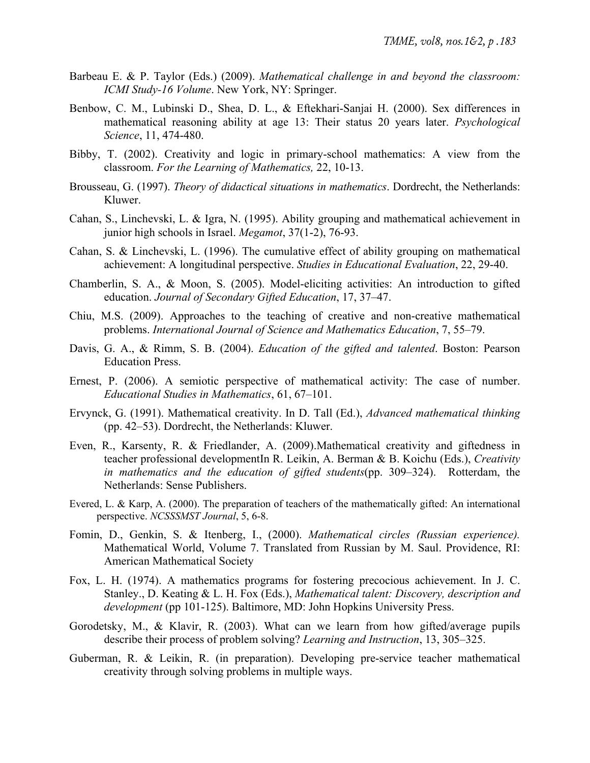Barbeau E. & P. Taylor (Eds.) (2009). *Mathematical challenge in and beyond the classroom: ICMI Study-16 Volume*. New York, NY: Springer.

Benbow, C. M., Lubinski D., Shea, D. L., & Eftekhari-Sanjai H. (2000). Sex differences in mathematical reasoning ability at age 13: Their status 20 years later. *Psychological Science*, 11, 474-480.

Bibby, T. (2002). Creativity and logic in primary-school mathematics: A view from the classroom. *For the Learning of Mathematics,* 22, 10-13.

Brousseau, G. (1997). *Theory of didactical situations in mathematics*. Dordrecht, the Netherlands: Kluwer.

Cahan, S., Linchevski, L. & Igra, N. (1995). Ability grouping and mathematical achievement in junior high schools in Israel. *Megamot*, 37(1-2), 76-93.

Cahan, S. & Linchevski, L. (1996). The cumulative effect of ability grouping on mathematical achievement: A longitudinal perspective. *Studies in Educational Evaluation*, 22, 29-40.

Chamberlin, S. A., & Moon, S. (2005). Model-eliciting activities: An introduction to gifted education. *Journal of Secondary Gifted Education*, 17, 37–47.

Chiu, M.S. (2009). Approaches to the teaching of creative and non-creative mathematical problems. *International Journal of Science and Mathematics Education*, 7, 55–79.

Davis, G. A., & Rimm, S. B. (2004). *Education of the gifted and talented*. Boston: Pearson Education Press.

Ernest, P. (2006). A semiotic perspective of mathematical activity: The case of number. *Educational Studies in Mathematics*, 61, 67–101.

Ervynck, G. (1991). Mathematical creativity. In D. Tall (Ed.), *Advanced mathematical thinking* (pp. 42–53). Dordrecht, the Netherlands: Kluwer.

Even, R., Karsenty, R. & Friedlander, A. (2009).Mathematical creativity and giftedness in teacher professional developmentIn R. Leikin, A. Berman & B. Koichu (Eds.), *Creativity in mathematics and the education of gifted students*(pp. 309–324). Rotterdam, the Netherlands: Sense Publishers.

Evered, L. & Karp, A. (2000). The preparation of teachers of the mathematically gifted: An international perspective. *NCSSSMST Journal*, 5, 6-8.

Fomin, D., Genkin, S. & Itenberg, I., (2000). *Mathematical circles (Russian experience).* Mathematical World, Volume 7. Translated from Russian by M. Saul. Providence, RI: American Mathematical Society

Fox, L. H. (1974). A mathematics programs for fostering precocious achievement. In J. C. Stanley., D. Keating & L. H. Fox (Eds.), *Mathematical talent: Discovery, description and development* (pp 101-125). Baltimore, MD: John Hopkins University Press.

Gorodetsky, M., & Klavir, R. (2003). What can we learn from how gifted/average pupils describe their process of problem solving? *Learning and Instruction*, 13, 305–325.

Guberman, R. & Leikin, R. (in preparation). Developing pre-service teacher mathematical creativity through solving problems in multiple ways.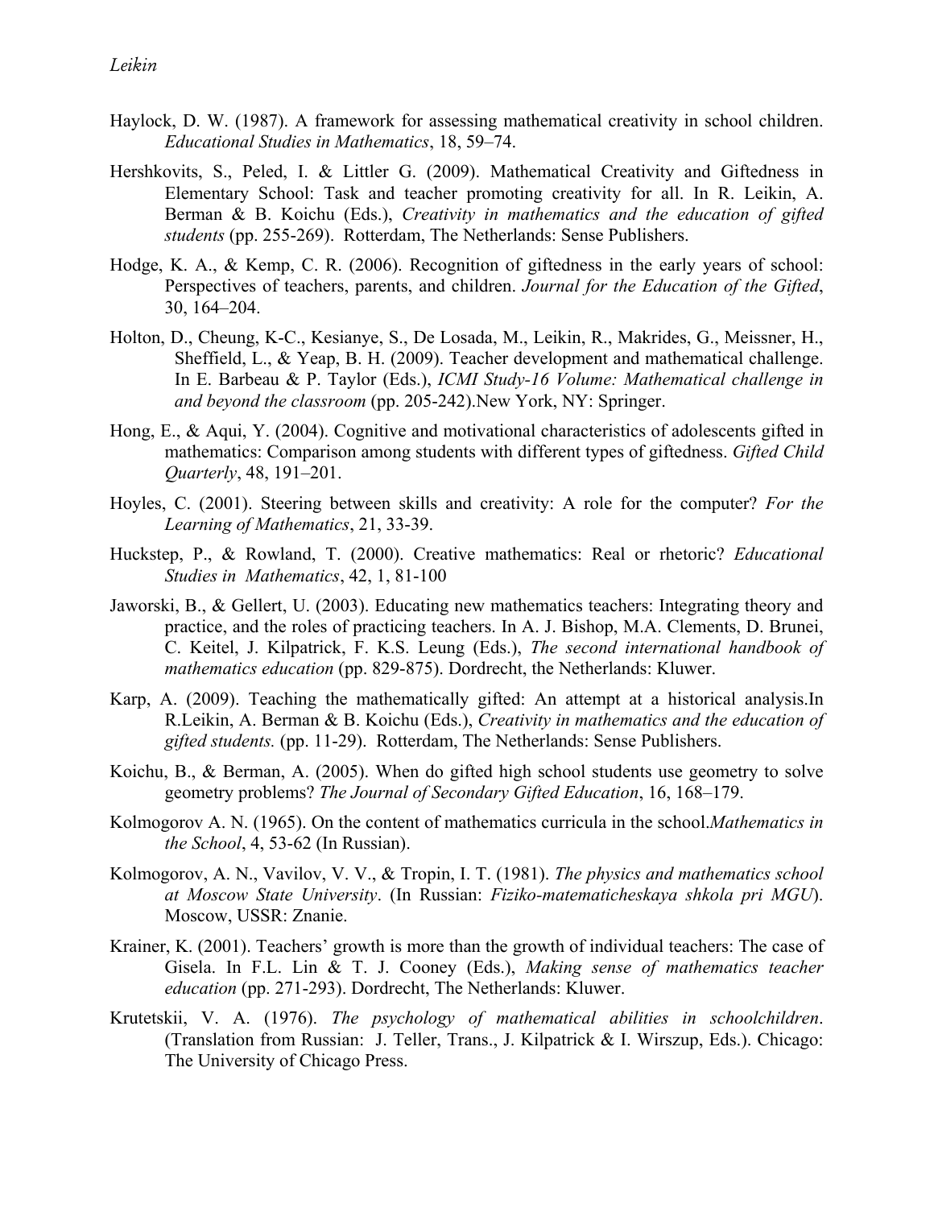Haylock, D. W. (1987). A framework for assessing mathematical creativity in school children. *Educational Studies in Mathematics*, 18, 59–74.

Hershkovits, S., Peled, I. & Littler G. (2009). Mathematical Creativity and Giftedness in Elementary School: Task and teacher promoting creativity for all. In R. Leikin, A. Berman & B. Koichu (Eds.), *Creativity in mathematics and the education of gifted students* (pp. 255-269). Rotterdam, The Netherlands: Sense Publishers.

Hodge, K. A., & Kemp, C. R. (2006). Recognition of giftedness in the early years of school: Perspectives of teachers, parents, and children. *Journal for the Education of the Gifted*, 30, 164–204.

Holton, D., Cheung, K-C., Kesianye, S., De Losada, M., Leikin, R., Makrides, G., Meissner, H., Sheffield, L., & Yeap, B. H. (2009). Teacher development and mathematical challenge. In E. Barbeau & P. Taylor (Eds.), *ICMI Study-16 Volume: Mathematical challenge in and beyond the classroom* (pp. 205-242).New York, NY: Springer.

Hong, E., & Aqui, Y. (2004). Cognitive and motivational characteristics of adolescents gifted in mathematics: Comparison among students with different types of giftedness. *Gifted Child Quarterly*, 48, 191–201.

Hoyles, C. (2001). Steering between skills and creativity: A role for the computer? *For the Learning of Mathematics*, 21, 33-39.

Huckstep, P., & Rowland, T. (2000). Creative mathematics: Real or rhetoric? *Educational Studies in Mathematics*, 42, 1, 81-100

Jaworski, B., & Gellert, U. (2003). Educating new mathematics teachers: Integrating theory and practice, and the roles of practicing teachers. In A. J. Bishop, M.A. Clements, D. Brunei, C. Keitel, J. Kilpatrick, F. K.S. Leung (Eds.), *The second international handbook of mathematics education* (pp. 829-875). Dordrecht, the Netherlands: Kluwer.

Karp, A. (2009). Teaching the mathematically gifted: An attempt at a historical analysis.In R.Leikin, A. Berman & B. Koichu (Eds.), *Creativity in mathematics and the education of gifted students.* (pp. 11-29). Rotterdam, The Netherlands: Sense Publishers.

Koichu, B., & Berman, A. (2005). When do gifted high school students use geometry to solve geometry problems? *The Journal of Secondary Gifted Education*, 16, 168–179.

Kolmogorov A. N. (1965). On the content of mathematics curricula in the school.*Mathematics in the School*, 4, 53-62 (In Russian).

Kolmogorov, A. N., Vavilov, V. V., & Tropin, I. T. (1981). *The physics and mathematics school at Moscow State University*. (In Russian: *Fiziko-matematicheskaya shkola pri MGU*). Moscow, USSR: Znanie.

Krainer, K. (2001). Teachers' growth is more than the growth of individual teachers: The case of Gisela. In F.L. Lin & T. J. Cooney (Eds.), *Making sense of mathematics teacher education* (pp. 271-293). Dordrecht, The Netherlands: Kluwer.

Krutetskii, V. A. (1976). *The psychology of mathematical abilities in schoolchildren*. (Translation from Russian: J. Teller, Trans., J. Kilpatrick & I. Wirszup, Eds.). Chicago: The University of Chicago Press.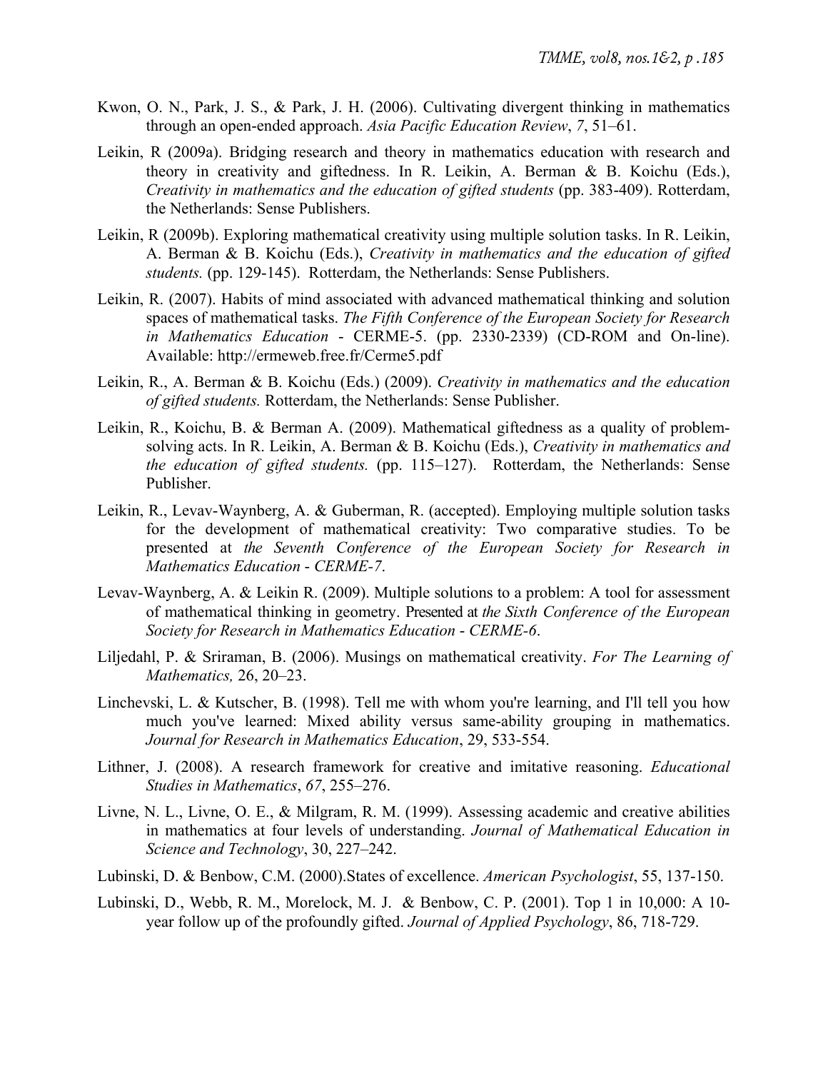Kwon, O. N., Park, J. S., & Park, J. H. (2006). Cultivating divergent thinking in mathematics through an open-ended approach. *Asia Pacific Education Review*, *7*, 51–61.

Leikin, R (2009a). Bridging research and theory in mathematics education with research and theory in creativity and giftedness. In R. Leikin, A. Berman & B. Koichu (Eds.), *Creativity in mathematics and the education of gifted students* (pp. 383-409). Rotterdam, the Netherlands: Sense Publishers.

Leikin, R (2009b). Exploring mathematical creativity using multiple solution tasks. In R. Leikin, A. Berman & B. Koichu (Eds.), *Creativity in mathematics and the education of gifted students.* (pp. 129-145). Rotterdam, the Netherlands: Sense Publishers.

Leikin, R. (2007). Habits of mind associated with advanced mathematical thinking and solution spaces of mathematical tasks. *The Fifth Conference of the European Society for Research in Mathematics Education* - CERME-5. (pp. 2330-2339) (CD-ROM and On-line). Available: http://ermeweb.free.fr/Cerme5.pdf

Leikin, R., A. Berman & B. Koichu (Eds.) (2009). *Creativity in mathematics and the education of gifted students.* Rotterdam, the Netherlands: Sense Publisher.

Leikin, R., Koichu, B. & Berman A. (2009). Mathematical giftedness as a quality of problem-solving acts. In R. Leikin, A. Berman & B. Koichu (Eds.), *Creativity in mathematics and the education of gifted students.* (pp. 115–127). Rotterdam, the Netherlands: Sense Publisher.

Leikin, R., Levav-Waynberg, A. & Guberman, R. (accepted). Employing multiple solution tasks for the development of mathematical creativity: Two comparative studies. To be presented at *the Seventh Conference of the European Society for Research in Mathematics Education - CERME-7*.

Levav-Waynberg, A. & Leikin R. (2009). Multiple solutions to a problem: A tool for assessment of mathematical thinking in geometry. Presented at *the Sixth Conference of the European Society for Research in Mathematics Education - CERME-6*.

Liljedahl, P. & Sriraman, B. (2006). Musings on mathematical creativity. *For The Learning of Mathematics,* 26, 20–23.

Linchevski, L. & Kutscher, B. (1998). Tell me with whom you're learning, and I'll tell you how much you've learned: Mixed ability versus same-ability grouping in mathematics. *Journal for Research in Mathematics Education*, 29, 533-554.

Lithner, J. (2008). A research framework for creative and imitative reasoning. *Educational Studies in Mathematics*, *67*, 255–276.

Livne, N. L., Livne, O. E., & Milgram, R. M. (1999). Assessing academic and creative abilities in mathematics at four levels of understanding. *Journal of Mathematical Education in Science and Technology*, 30, 227–242.

Lubinski, D. & Benbow, C.M. (2000).States of excellence. *American Psychologist*, 55, 137-150.

Lubinski, D., Webb, R. M., Morelock, M. J. & Benbow, C. P. (2001). Top 1 in 10,000: A 10-year follow up of the profoundly gifted. *Journal of Applied Psychology*, 86, 718-729.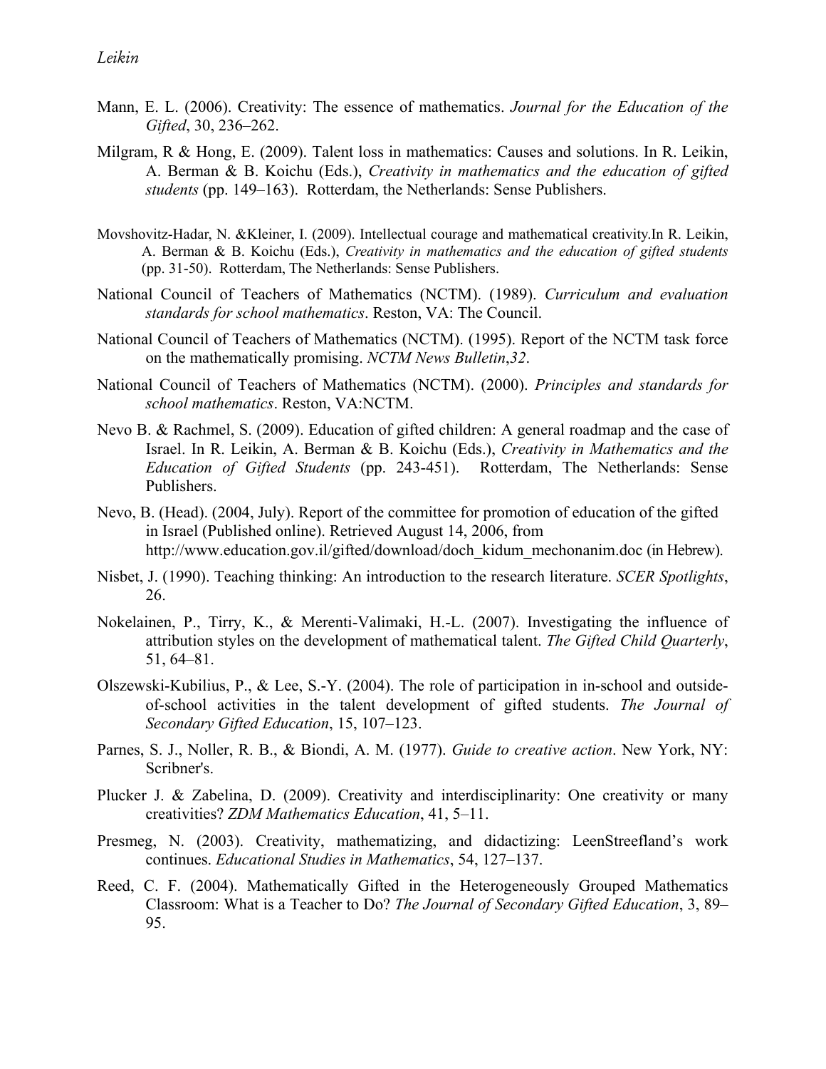Mann, E. L. (2006). Creativity: The essence of mathematics. *Journal for the Education of the Gifted*, 30, 236–262.

Milgram, R & Hong, E. (2009). Talent loss in mathematics: Causes and solutions. In R. Leikin, A. Berman & B. Koichu (Eds.), *Creativity in mathematics and the education of gifted students* (pp. 149–163). Rotterdam, the Netherlands: Sense Publishers.

Movshovitz-Hadar, N. &Kleiner, I. (2009). Intellectual courage and mathematical creativity.In R. Leikin, A. Berman & B. Koichu (Eds.), *Creativity in mathematics and the education of gifted students* (pp. 31-50). Rotterdam, The Netherlands: Sense Publishers.

National Council of Teachers of Mathematics (NCTM). (1989). *Curriculum and evaluation standards for school mathematics*. Reston, VA: The Council.

National Council of Teachers of Mathematics (NCTM). (1995). Report of the NCTM task force on the mathematically promising. *NCTM News Bulletin*,*32*.

National Council of Teachers of Mathematics (NCTM). (2000). *Principles and standards for school mathematics*. Reston, VA:NCTM.

Nevo B. & Rachmel, S. (2009). Education of gifted children: A general roadmap and the case of Israel. In R. Leikin, A. Berman & B. Koichu (Eds.), *Creativity in Mathematics and the Education of Gifted Students* (pp. 243-451). Rotterdam, The Netherlands: Sense Publishers.

Nevo, B. (Head). (2004, July). Report of the committee for promotion of education of the gifted in Israel (Published online). Retrieved August 14, 2006, from http://www.education.gov.il/gifted/download/doch_kidum_mechonanim.doc (in Hebrew).

Nisbet, J. (1990). Teaching thinking: An introduction to the research literature. *SCER Spotlights*, 26.

Nokelainen, P., Tirry, K., & Merenti-Valimaki, H.-L. (2007). Investigating the influence of attribution styles on the development of mathematical talent. *The Gifted Child Quarterly*, 51, 64–81.

Olszewski-Kubilius, P., & Lee, S.-Y. (2004). The role of participation in in-school and outside-of-school activities in the talent development of gifted students. *The Journal of Secondary Gifted Education*, 15, 107–123.

Parnes, S. J., Noller, R. B., & Biondi, A. M. (1977). *Guide to creative action*. New York, NY: Scribner's.

Plucker J. & Zabelina, D. (2009). Creativity and interdisciplinarity: One creativity or many creativities? *ZDM Mathematics Education*, 41, 5–11.

Presmeg, N. (2003). Creativity, mathematizing, and didactizing: LeenStreefland's work continues. *Educational Studies in Mathematics*, 54, 127–137.

Reed, C. F. (2004). Mathematically Gifted in the Heterogeneously Grouped Mathematics Classroom: What is a Teacher to Do? *The Journal of Secondary Gifted Education*, 3, 89–95.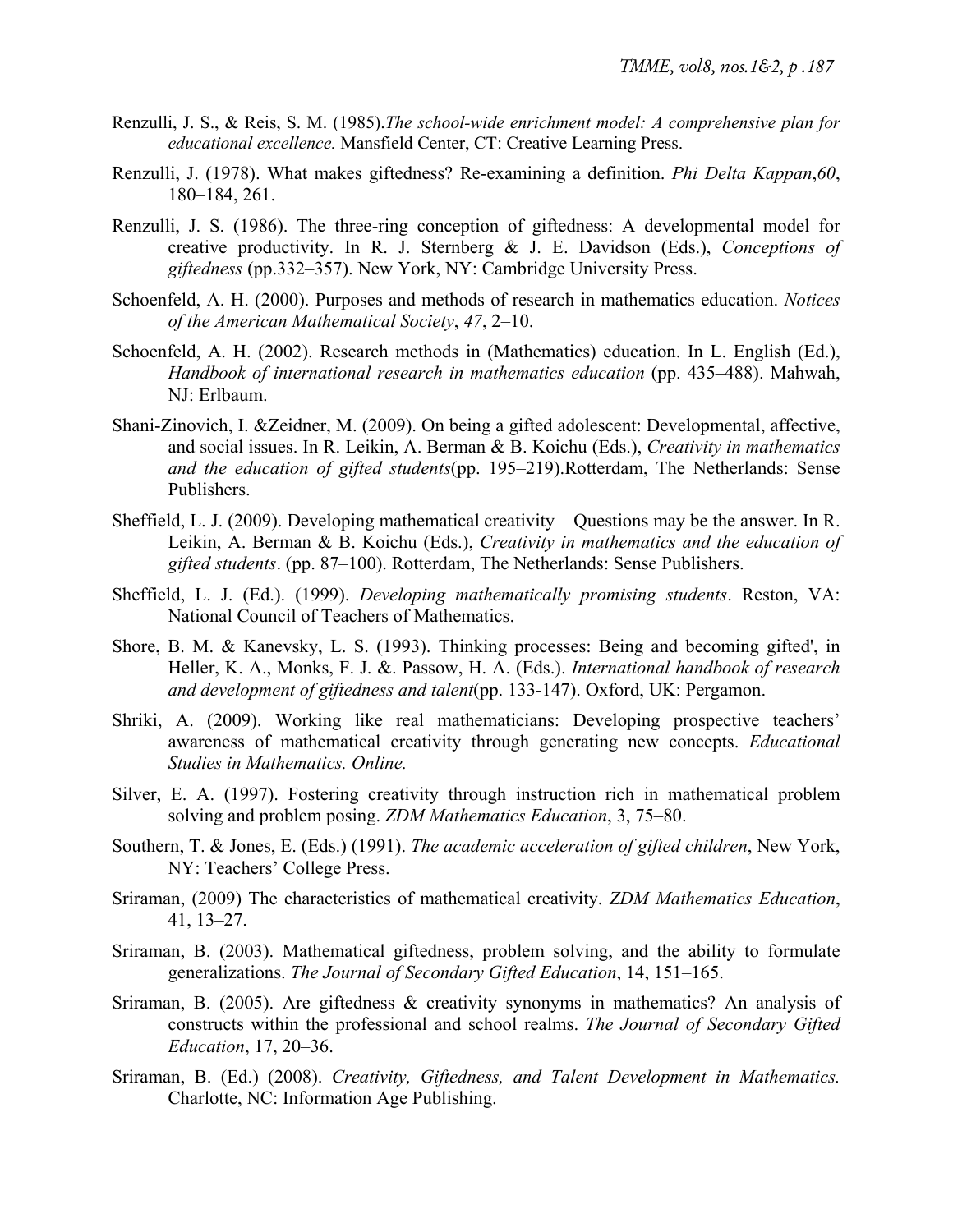Renzulli, J. S., & Reis, S. M. (1985).*The school-wide enrichment model: A comprehensive plan for educational excellence.* Mansfield Center, CT: Creative Learning Press.

Renzulli, J. (1978). What makes giftedness? Re-examining a definition. *Phi Delta Kappan*,*60*, 180–184, 261.

Renzulli, J. S. (1986). The three-ring conception of giftedness: A developmental model for creative productivity. In R. J. Sternberg & J. E. Davidson (Eds.), *Conceptions of giftedness* (pp.332–357). New York, NY: Cambridge University Press.

Schoenfeld, A. H. (2000). Purposes and methods of research in mathematics education. *Notices of the American Mathematical Society*, *47*, 2–10.

Schoenfeld, A. H. (2002). Research methods in (Mathematics) education. In L. English (Ed.), *Handbook of international research in mathematics education* (pp. 435–488). Mahwah, NJ: Erlbaum.

Shani-Zinovich, I. &Zeidner, M. (2009). On being a gifted adolescent: Developmental, affective, and social issues. In R. Leikin, A. Berman & B. Koichu (Eds.), *Creativity in mathematics and the education of gifted students*(pp. 195–219).Rotterdam, The Netherlands: Sense Publishers.

Sheffield, L. J. (2009). Developing mathematical creativity – Questions may be the answer. In R. Leikin, A. Berman & B. Koichu (Eds.), *Creativity in mathematics and the education of gifted students*. (pp. 87–100). Rotterdam, The Netherlands: Sense Publishers.

Sheffield, L. J. (Ed.). (1999). *Developing mathematically promising students*. Reston, VA: National Council of Teachers of Mathematics.

Shore, B. M. & Kanevsky, L. S. (1993). Thinking processes: Being and becoming gifted', in Heller, K. A., Monks, F. J. &. Passow, H. A. (Eds.). *International handbook of research and development of giftedness and talent*(pp. 133-147). Oxford, UK: Pergamon.

Shriki, A. (2009). Working like real mathematicians: Developing prospective teachers' awareness of mathematical creativity through generating new concepts. *Educational Studies in Mathematics. Online.*

Silver, E. A. (1997). Fostering creativity through instruction rich in mathematical problem solving and problem posing. *ZDM Mathematics Education*, 3, 75–80.

Southern, T. & Jones, E. (Eds.) (1991). *The academic acceleration of gifted children*, New York, NY: Teachers' College Press.

Sriraman, (2009) The characteristics of mathematical creativity. *ZDM Mathematics Education*, 41, 13–27.

Sriraman, B. (2003). Mathematical giftedness, problem solving, and the ability to formulate generalizations. *The Journal of Secondary Gifted Education*, 14, 151–165.

Sriraman, B. (2005). Are giftedness & creativity synonyms in mathematics? An analysis of constructs within the professional and school realms. *The Journal of Secondary Gifted Education*, 17, 20–36.

Sriraman, B. (Ed.) (2008). *Creativity, Giftedness, and Talent Development in Mathematics.* Charlotte, NC: Information Age Publishing.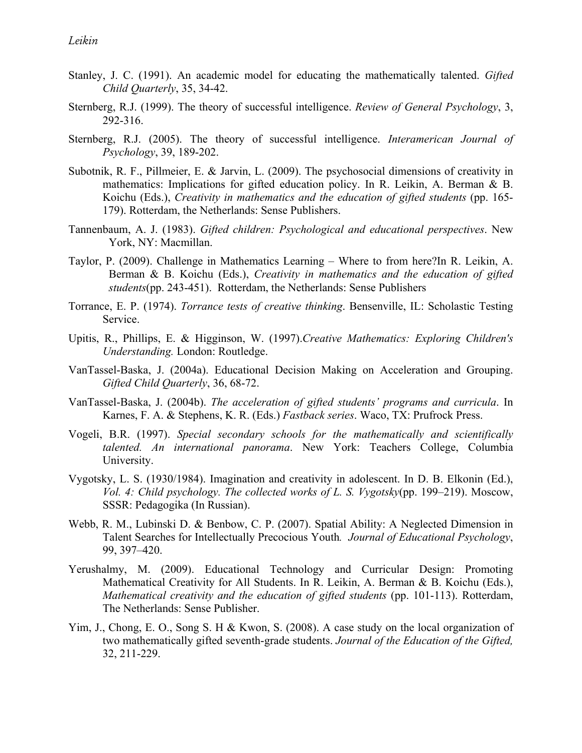Stanley, J. C. (1991). An academic model for educating the mathematically talented. *Gifted Child Quarterly*, 35, 34-42.

Sternberg, R.J. (1999). The theory of successful intelligence. *Review of General Psychology*, 3, 292-316.

Sternberg, R.J. (2005). The theory of successful intelligence. *Interamerican Journal of Psychology*, 39, 189-202.

Subotnik, R. F., Pillmeier, E. & Jarvin, L. (2009). The psychosocial dimensions of creativity in mathematics: Implications for gifted education policy. In R. Leikin, A. Berman & B. Koichu (Eds.), *Creativity in mathematics and the education of gifted students* (pp. 165-179). Rotterdam, the Netherlands: Sense Publishers.

Tannenbaum, A. J. (1983). *Gifted children: Psychological and educational perspectives*. New York, NY: Macmillan.

Taylor, P. (2009). Challenge in Mathematics Learning – Where to from here?In R. Leikin, A. Berman & B. Koichu (Eds.), *Creativity in mathematics and the education of gifted students*(pp. 243-451). Rotterdam, the Netherlands: Sense Publishers

Torrance, E. P. (1974). *Torrance tests of creative thinking*. Bensenville, IL: Scholastic Testing Service.

Upitis, R., Phillips, E. & Higginson, W. (1997).*Creative Mathematics: Exploring Children's Understanding.* London: Routledge.

VanTassel-Baska, J. (2004a). Educational Decision Making on Acceleration and Grouping. *Gifted Child Quarterly*, 36, 68-72.

VanTassel-Baska, J. (2004b). *The acceleration of gifted students' programs and curricula*. In Karnes, F. A. & Stephens, K. R. (Eds.) *Fastback series*. Waco, TX: Prufrock Press.

Vogeli, B.R. (1997). *Special secondary schools for the mathematically and scientifically talented. An international panorama*. New York: Teachers College, Columbia University.

Vygotsky, L. S. (1930/1984). Imagination and creativity in adolescent. In D. B. Elkonin (Ed.), *Vol. 4: Child psychology. The collected works of L. S. Vygotsky*(pp. 199–219). Moscow, SSSR: Pedagogika (In Russian).

Webb, R. M., Lubinski D. & Benbow, C. P. (2007). Spatial Ability: A Neglected Dimension in Talent Searches for Intellectually Precocious Youth. *Journal of Educational Psychology*, 99, 397–420.

Yerushalmy, M. (2009). Educational Technology and Curricular Design: Promoting Mathematical Creativity for All Students. In R. Leikin, A. Berman & B. Koichu (Eds.), *Mathematical creativity and the education of gifted students* (pp. 101-113). Rotterdam, The Netherlands: Sense Publisher.

Yim, J., Chong, E. O., Song S. H & Kwon, S. (2008). A case study on the local organization of two mathematically gifted seventh-grade students. *Journal of the Education of the Gifted,* 32, 211-229.